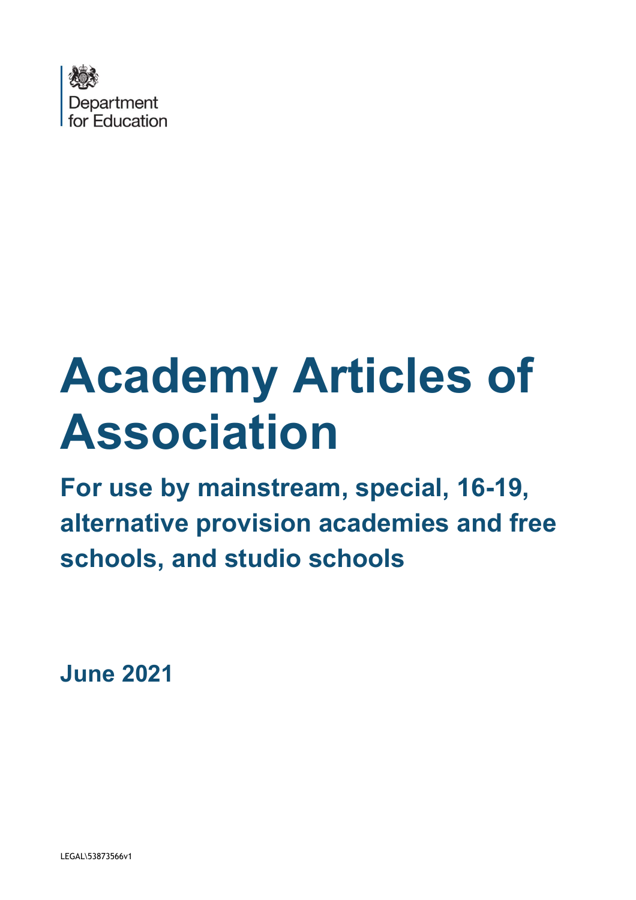Department for Education

# Academy Articles of Association

## For use by mainstream, special, 16-19, alternative provision academies and free schools, and studio schools

**June 2021**

LEGAL\53873566v1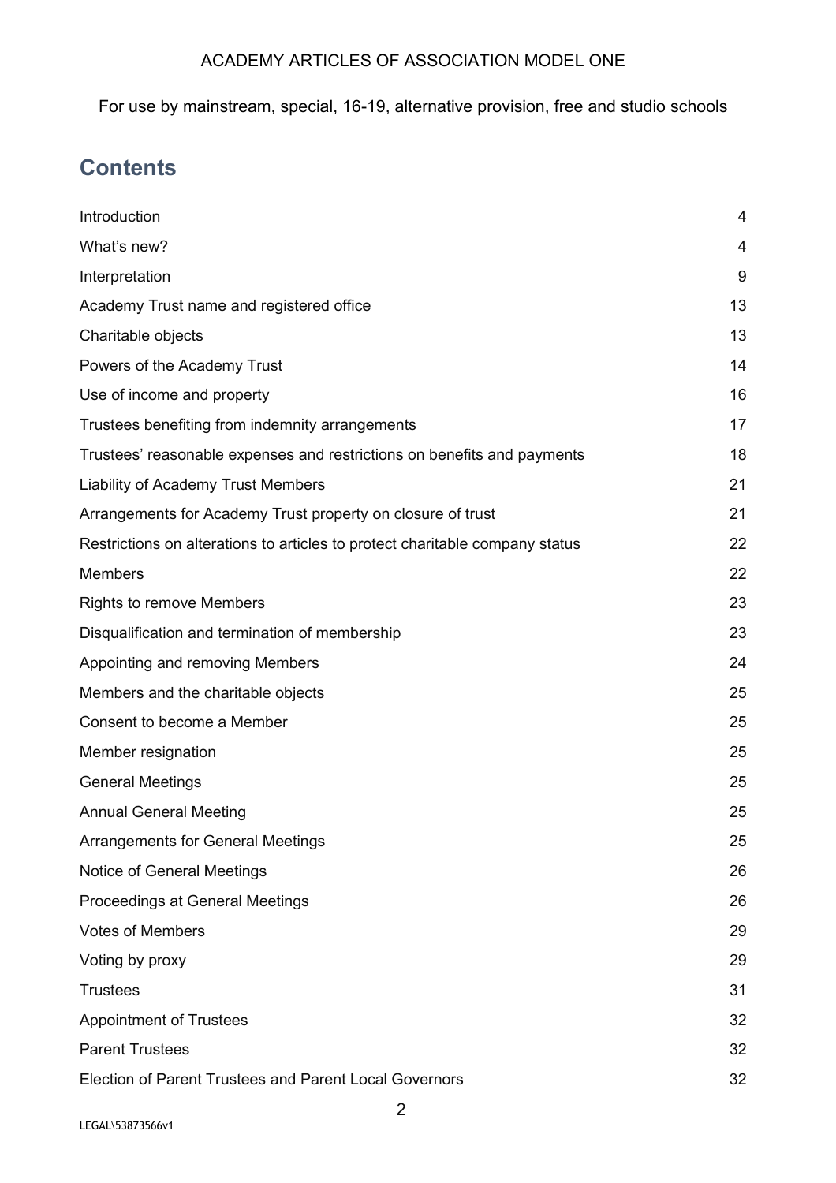ACADEMY ARTICLES OF ASSOCIATION MODEL ONE

For use by mainstream, special, 16-19, alternative provision, free and studio schools

## Contents

| | |
|---|---|
| Introduction | 4 |
| What's new? | 4 |
| Interpretation | 9 |
| Academy Trust name and registered office | 13 |
| Charitable objects | 13 |
| Powers of the Academy Trust | 14 |
| Use of income and property | 16 |
| Trustees benefiting from indemnity arrangements | 17 |
| Trustees' reasonable expenses and restrictions on benefits and payments | 18 |
| Liability of Academy Trust Members | 21 |
| Arrangements for Academy Trust property on closure of trust | 21 |
| Restrictions on alterations to articles to protect charitable company status | 22 |
| Members | 22 |
| Rights to remove Members | 23 |
| Disqualification and termination of membership | 23 |
| Appointing and removing Members | 24 |
| Members and the charitable objects | 25 |
| Consent to become a Member | 25 |
| Member resignation | 25 |
| General Meetings | 25 |
| Annual General Meeting | 25 |
| Arrangements for General Meetings | 25 |
| Notice of General Meetings | 26 |
| Proceedings at General Meetings | 26 |
| Votes of Members | 29 |
| Voting by proxy | 29 |
| Trustees | 31 |
| Appointment of Trustees | 32 |
| Parent Trustees | 32 |
| Election of Parent Trustees and Parent Local Governors | 32 |

LEGAL\53873566v1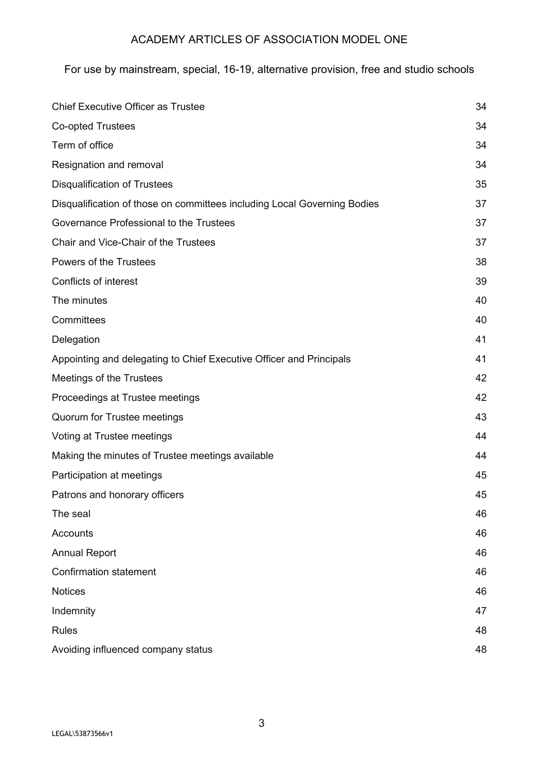ACADEMY ARTICLES OF ASSOCIATION MODEL ONE

For use by mainstream, special, 16-19, alternative provision, free and studio schools

| | |
|---|---|
| Chief Executive Officer as Trustee | 34 |
| Co-opted Trustees | 34 |
| Term of office | 34 |
| Resignation and removal | 34 |
| Disqualification of Trustees | 35 |
| Disqualification of those on committees including Local Governing Bodies | 37 |
| Governance Professional to the Trustees | 37 |
| Chair and Vice-Chair of the Trustees | 37 |
| Powers of the Trustees | 38 |
| Conflicts of interest | 39 |
| The minutes | 40 |
| Committees | 40 |
| Delegation | 41 |
| Appointing and delegating to Chief Executive Officer and Principals | 41 |
| Meetings of the Trustees | 42 |
| Proceedings at Trustee meetings | 42 |
| Quorum for Trustee meetings | 43 |
| Voting at Trustee meetings | 44 |
| Making the minutes of Trustee meetings available | 44 |
| Participation at meetings | 45 |
| Patrons and honorary officers | 45 |
| The seal | 46 |
| Accounts | 46 |
| Annual Report | 46 |
| Confirmation statement | 46 |
| Notices | 46 |
| Indemnity | 47 |
| Rules | 48 |
| Avoiding influenced company status | 48 |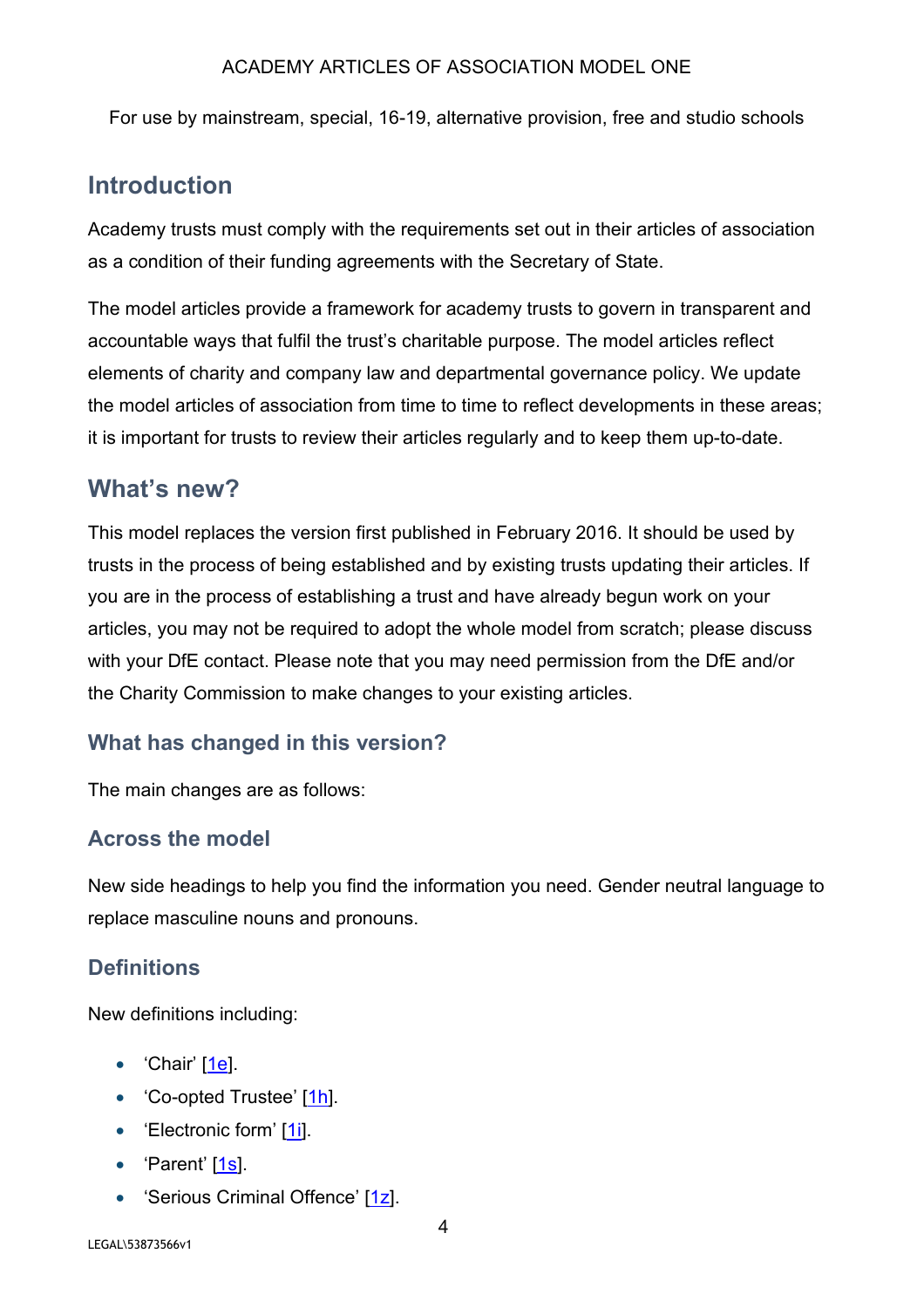ACADEMY ARTICLES OF ASSOCIATION MODEL ONE

For use by mainstream, special, 16-19, alternative provision, free and studio schools

## Introduction

Academy trusts must comply with the requirements set out in their articles of association as a condition of their funding agreements with the Secretary of State.

The model articles provide a framework for academy trusts to govern in transparent and accountable ways that fulfil the trust's charitable purpose. The model articles reflect elements of charity and company law and departmental governance policy. We update the model articles of association from time to time to reflect developments in these areas; it is important for trusts to review their articles regularly and to keep them up-to-date.

## What's new?

This model replaces the version first published in February 2016. It should be used by trusts in the process of being established and by existing trusts updating their articles. If you are in the process of establishing a trust and have already begun work on your articles, you may not be required to adopt the whole model from scratch; please discuss with your DfE contact. Please note that you may need permission from the DfE and/or the Charity Commission to make changes to your existing articles.

### What has changed in this version?

The main changes are as follows:

### Across the model

New side headings to help you find the information you need. Gender neutral language to replace masculine nouns and pronouns.

### Definitions

New definitions including:

- 'Chair' [1e].
- 'Co-opted Trustee' [1h].
- 'Electronic form' [1i].
- 'Parent' [1s].
- 'Serious Criminal Offence' [1z].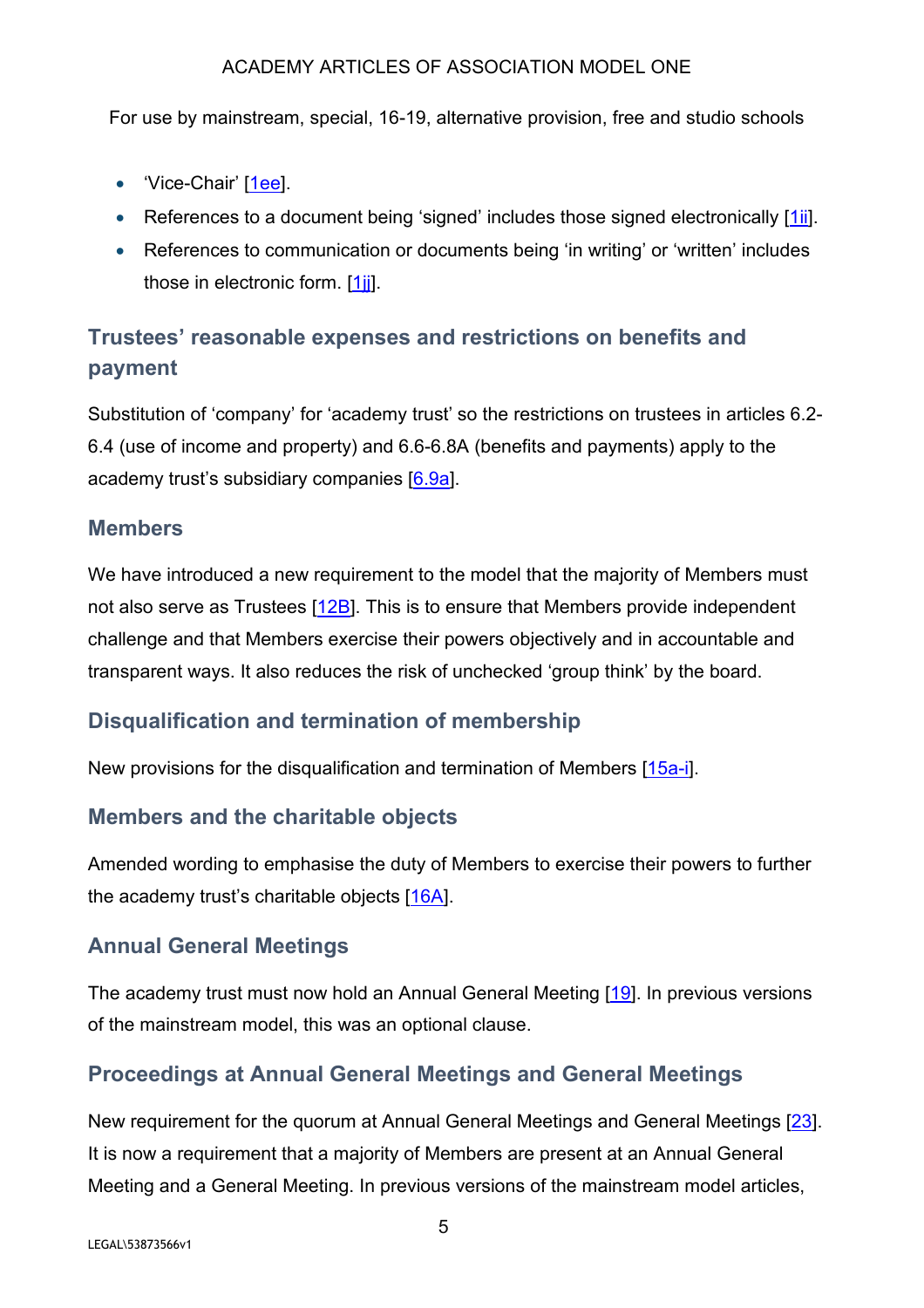- 'Vice-Chair' [1ee].
- References to a document being 'signed' includes those signed electronically [1ii].
- References to communication or documents being 'in writing' or 'written' includes those in electronic form. [1jj].

## Trustees' reasonable expenses and restrictions on benefits and payment

Substitution of 'company' for 'academy trust' so the restrictions on trustees in articles 6.2-6.4 (use of income and property) and 6.6-6.8A (benefits and payments) apply to the academy trust's subsidiary companies [6.9a].

## Members

We have introduced a new requirement to the model that the majority of Members must not also serve as Trustees [12B]. This is to ensure that Members provide independent challenge and that Members exercise their powers objectively and in accountable and transparent ways. It also reduces the risk of unchecked 'group think' by the board.

## Disqualification and termination of membership

New provisions for the disqualification and termination of Members [15a-i].

## Members and the charitable objects

Amended wording to emphasise the duty of Members to exercise their powers to further the academy trust's charitable objects [16A].

## Annual General Meetings

The academy trust must now hold an Annual General Meeting [19]. In previous versions of the mainstream model, this was an optional clause.

## Proceedings at Annual General Meetings and General Meetings

New requirement for the quorum at Annual General Meetings and General Meetings [23]. It is now a requirement that a majority of Members are present at an Annual General Meeting and a General Meeting. In previous versions of the mainstream model articles,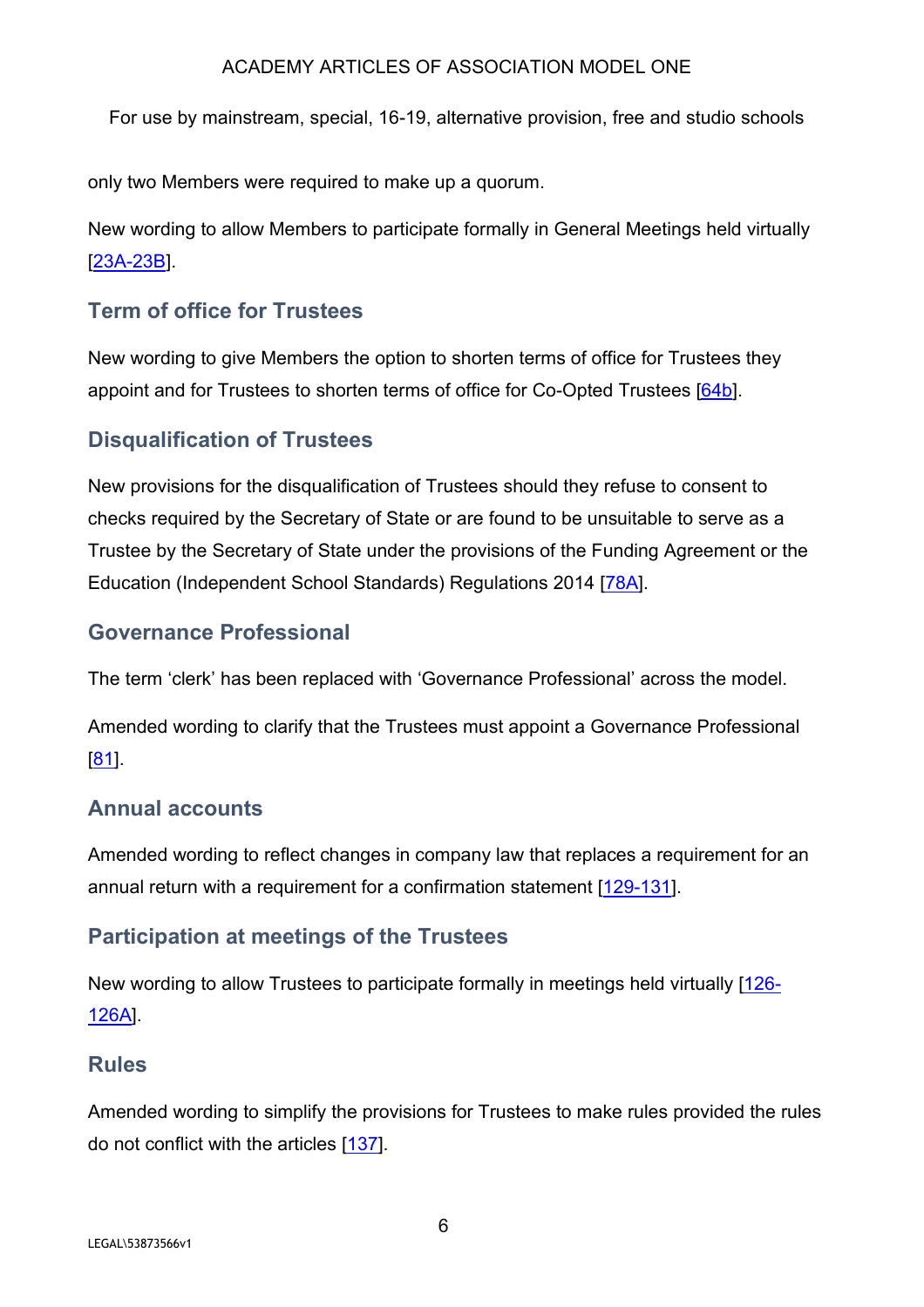only two Members were required to make up a quorum.

New wording to allow Members to participate formally in General Meetings held virtually [23A-23B].

## Term of office for Trustees

New wording to give Members the option to shorten terms of office for Trustees they appoint and for Trustees to shorten terms of office for Co-Opted Trustees [64b].

## Disqualification of Trustees

New provisions for the disqualification of Trustees should they refuse to consent to checks required by the Secretary of State or are found to be unsuitable to serve as a Trustee by the Secretary of State under the provisions of the Funding Agreement or the Education (Independent School Standards) Regulations 2014 [78A].

## Governance Professional

The term 'clerk' has been replaced with 'Governance Professional' across the model.

Amended wording to clarify that the Trustees must appoint a Governance Professional [81].

## Annual accounts

Amended wording to reflect changes in company law that replaces a requirement for an annual return with a requirement for a confirmation statement [129-131].

## Participation at meetings of the Trustees

New wording to allow Trustees to participate formally in meetings held virtually [126-126A].

## Rules

Amended wording to simplify the provisions for Trustees to make rules provided the rules do not conflict with the articles [137].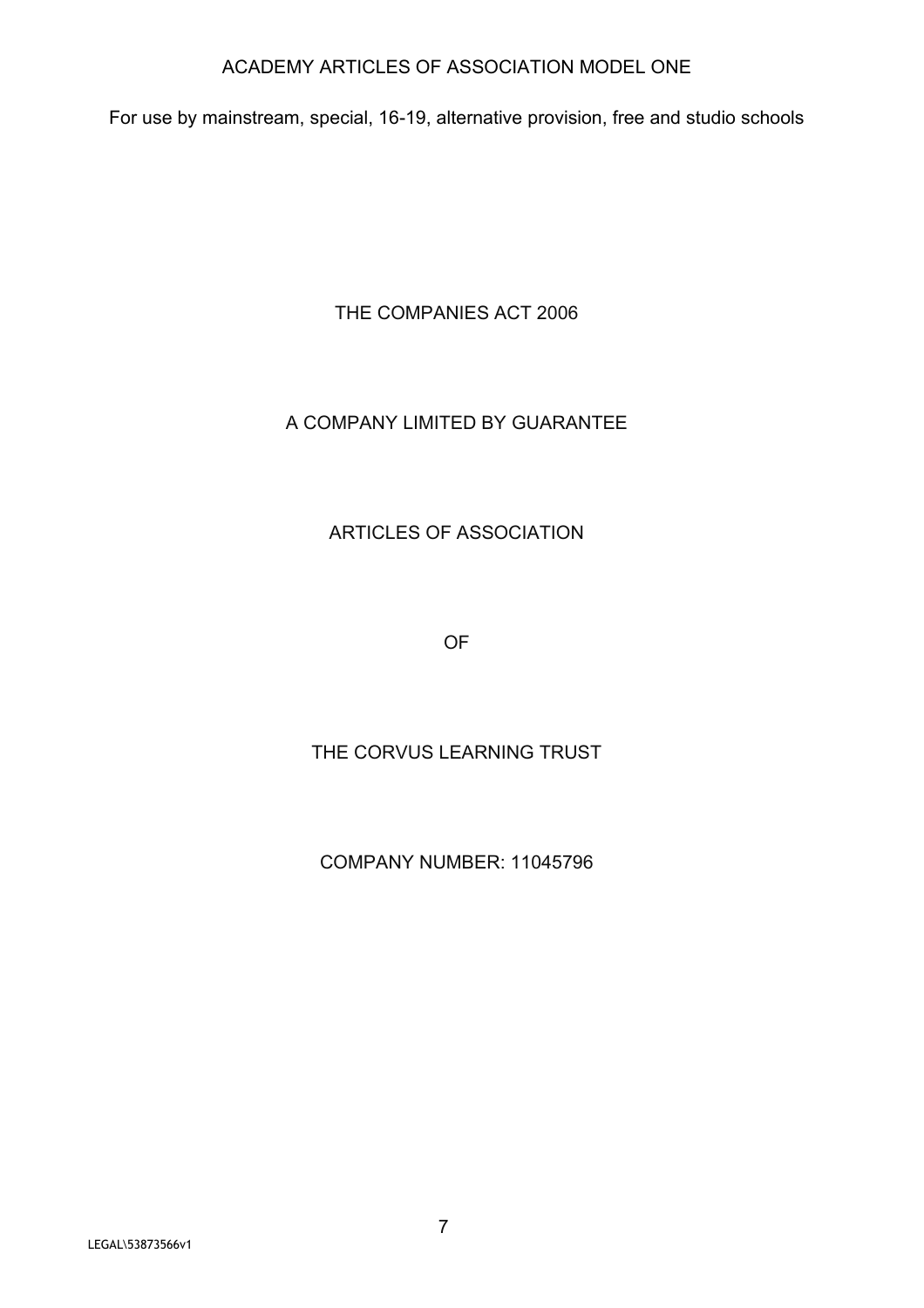ACADEMY ARTICLES OF ASSOCIATION MODEL ONE

For use by mainstream, special, 16-19, alternative provision, free and studio schools

THE COMPANIES ACT 2006

A COMPANY LIMITED BY GUARANTEE

ARTICLES OF ASSOCIATION

OF

THE CORVUS LEARNING TRUST

COMPANY NUMBER: 11045796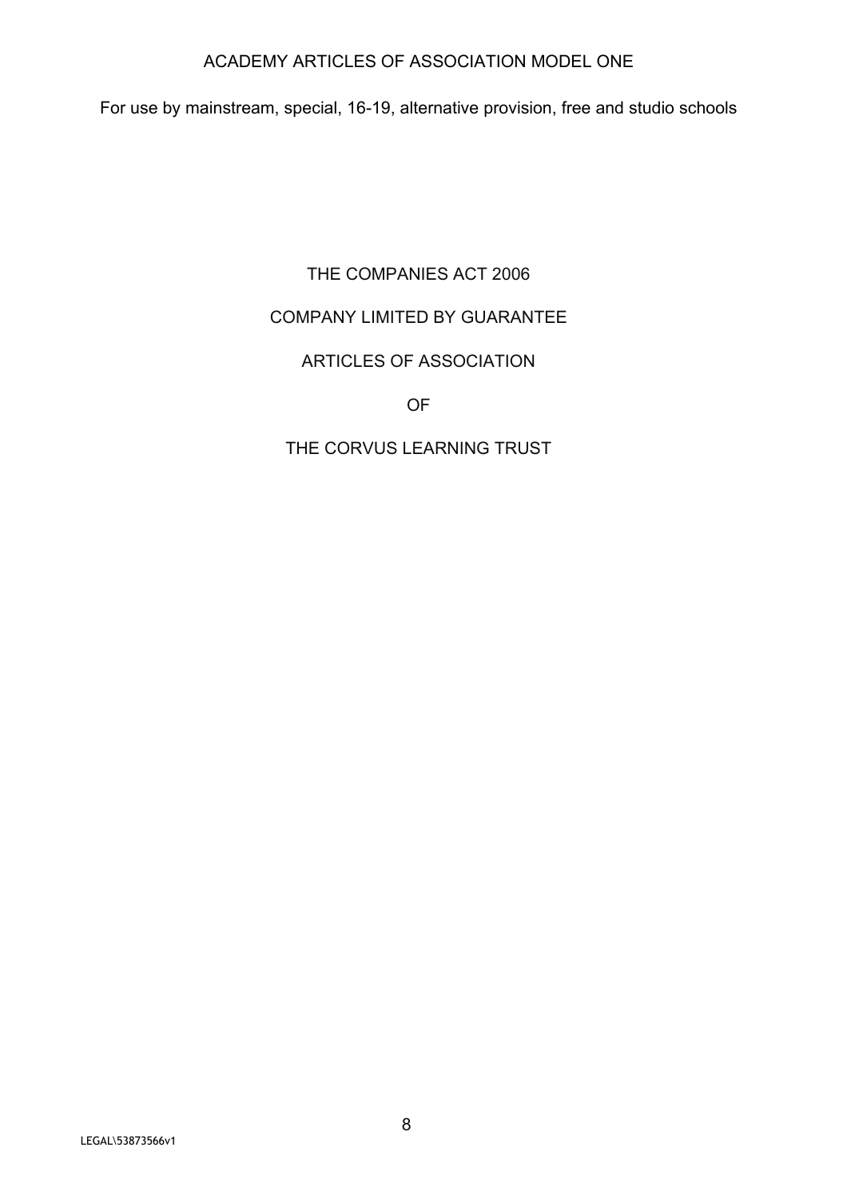ACADEMY ARTICLES OF ASSOCIATION MODEL ONE

For use by mainstream, special, 16-19, alternative provision, free and studio schools

# THE COMPANIES ACT 2006

# COMPANY LIMITED BY GUARANTEE

# ARTICLES OF ASSOCIATION

# OF

# THE CORVUS LEARNING TRUST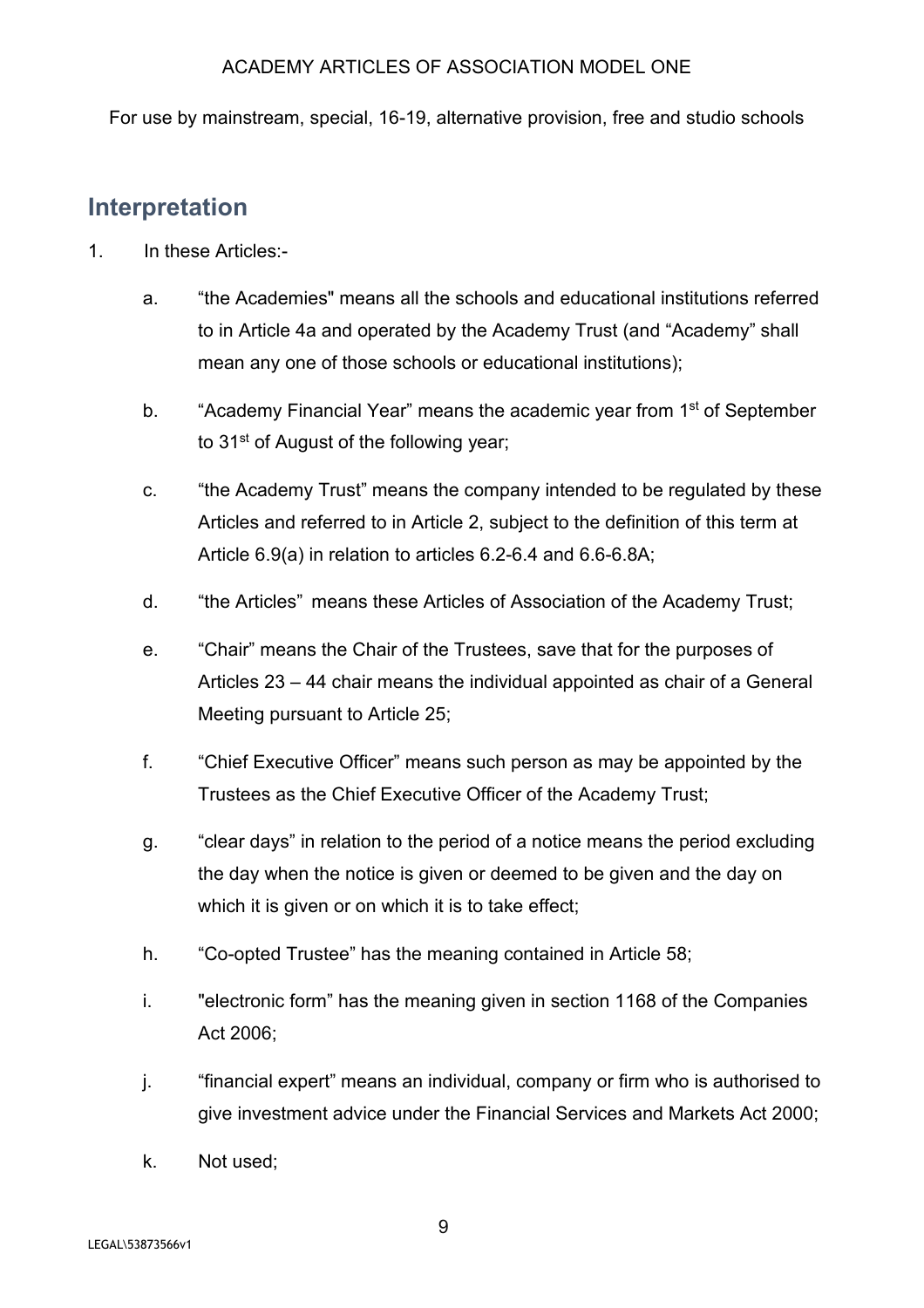## Interpretation

1. In these Articles:-

   a. "the Academies" means all the schools and educational institutions referred to in Article 4a and operated by the Academy Trust (and "Academy" shall mean any one of those schools or educational institutions);

   b. "Academy Financial Year" means the academic year from 1st of September to 31st of August of the following year;

   c. "the Academy Trust" means the company intended to be regulated by these Articles and referred to in Article 2, subject to the definition of this term at Article 6.9(a) in relation to articles 6.2-6.4 and 6.6-6.8A;

   d. "the Articles" means these Articles of Association of the Academy Trust;

   e. "Chair" means the Chair of the Trustees, save that for the purposes of Articles 23 – 44 chair means the individual appointed as chair of a General Meeting pursuant to Article 25;

   f. "Chief Executive Officer" means such person as may be appointed by the Trustees as the Chief Executive Officer of the Academy Trust;

   g. "clear days" in relation to the period of a notice means the period excluding the day when the notice is given or deemed to be given and the day on which it is given or on which it is to take effect;

   h. "Co-opted Trustee" has the meaning contained in Article 58;

   i. "electronic form" has the meaning given in section 1168 of the Companies Act 2006;

   j. "financial expert" means an individual, company or firm who is authorised to give investment advice under the Financial Services and Markets Act 2000;

   k. Not used;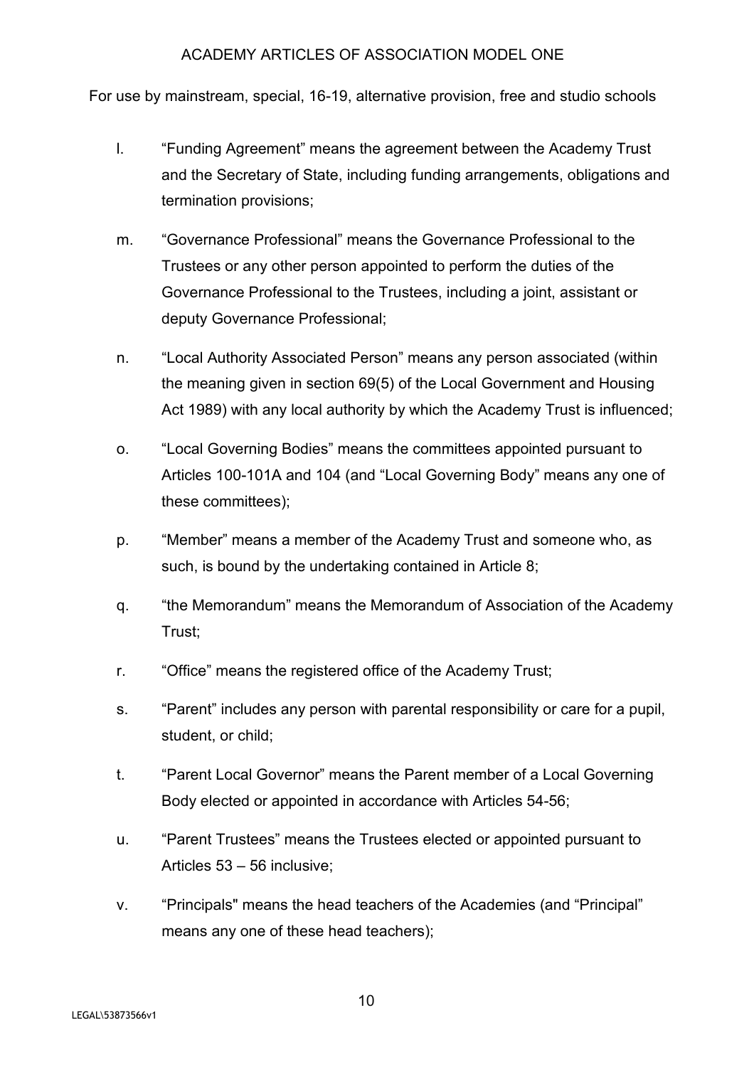l. "Funding Agreement" means the agreement between the Academy Trust and the Secretary of State, including funding arrangements, obligations and termination provisions;

m. "Governance Professional" means the Governance Professional to the Trustees or any other person appointed to perform the duties of the Governance Professional to the Trustees, including a joint, assistant or deputy Governance Professional;

n. "Local Authority Associated Person" means any person associated (within the meaning given in section 69(5) of the Local Government and Housing Act 1989) with any local authority by which the Academy Trust is influenced;

o. "Local Governing Bodies" means the committees appointed pursuant to Articles 100-101A and 104 (and "Local Governing Body" means any one of these committees);

p. "Member" means a member of the Academy Trust and someone who, as such, is bound by the undertaking contained in Article 8;

q. "the Memorandum" means the Memorandum of Association of the Academy Trust;

r. "Office" means the registered office of the Academy Trust;

s. "Parent" includes any person with parental responsibility or care for a pupil, student, or child;

t. "Parent Local Governor" means the Parent member of a Local Governing Body elected or appointed in accordance with Articles 54-56;

u. "Parent Trustees" means the Trustees elected or appointed pursuant to Articles 53 – 56 inclusive;

v. "Principals" means the head teachers of the Academies (and "Principal" means any one of these head teachers);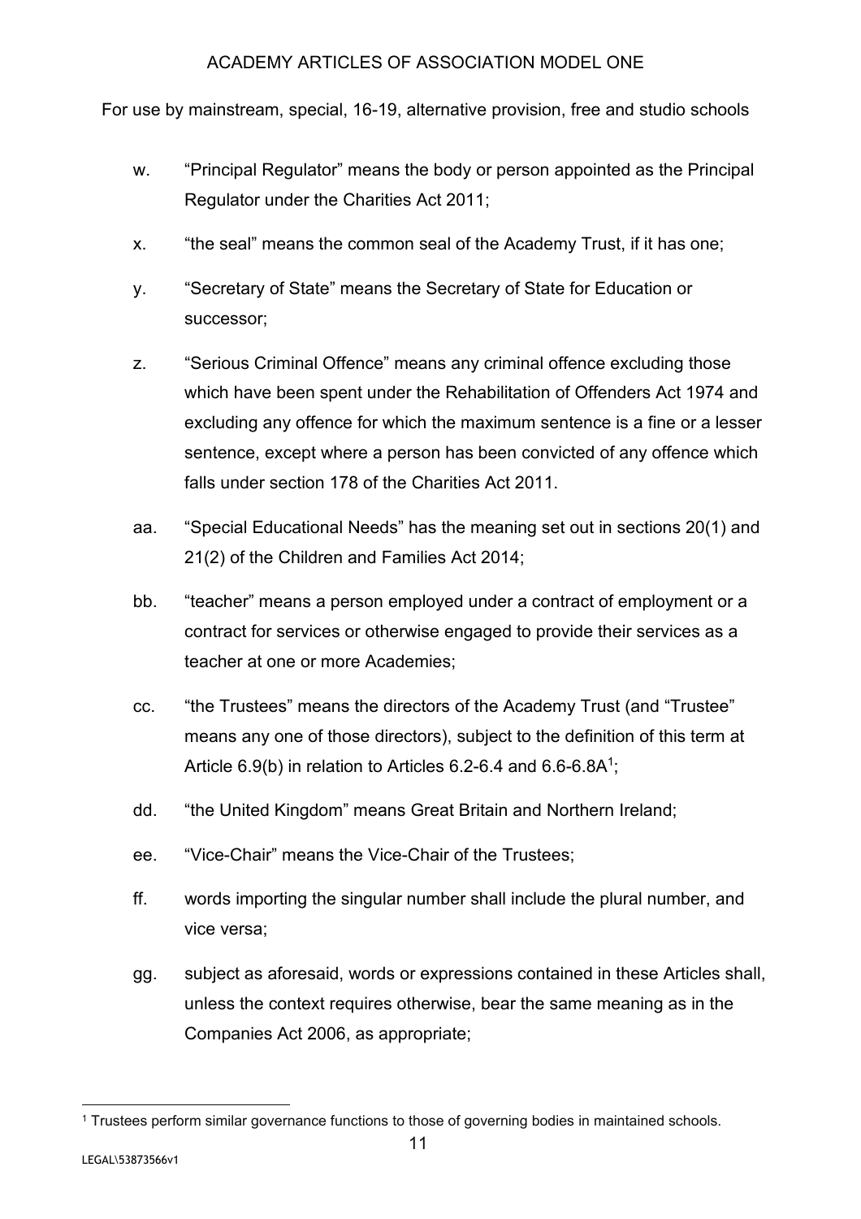w. "Principal Regulator" means the body or person appointed as the Principal Regulator under the Charities Act 2011;

x. "the seal" means the common seal of the Academy Trust, if it has one;

y. "Secretary of State" means the Secretary of State for Education or successor;

z. "Serious Criminal Offence" means any criminal offence excluding those which have been spent under the Rehabilitation of Offenders Act 1974 and excluding any offence for which the maximum sentence is a fine or a lesser sentence, except where a person has been convicted of any offence which falls under section 178 of the Charities Act 2011.

aa. "Special Educational Needs" has the meaning set out in sections 20(1) and 21(2) of the Children and Families Act 2014;

bb. "teacher" means a person employed under a contract of employment or a contract for services or otherwise engaged to provide their services as a teacher at one or more Academies;

cc. "the Trustees" means the directors of the Academy Trust (and "Trustee" means any one of those directors), subject to the definition of this term at Article 6.9(b) in relation to Articles 6.2-6.4 and 6.6-6.8A[1];

dd. "the United Kingdom" means Great Britain and Northern Ireland;

ee. "Vice-Chair" means the Vice-Chair of the Trustees;

ff. words importing the singular number shall include the plural number, and vice versa;

gg. subject as aforesaid, words or expressions contained in these Articles shall, unless the context requires otherwise, bear the same meaning as in the Companies Act 2006, as appropriate;

[1] Trustees perform similar governance functions to those of governing bodies in maintained schools.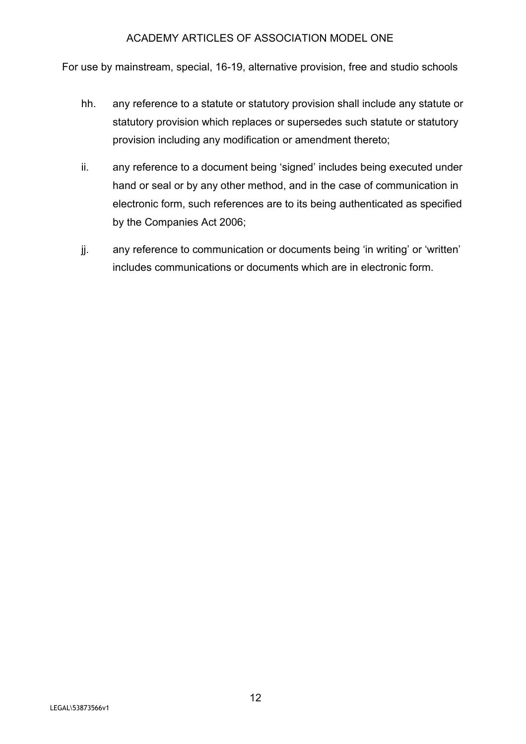hh. any reference to a statute or statutory provision shall include any statute or statutory provision which replaces or supersedes such statute or statutory provision including any modification or amendment thereto;

ii. any reference to a document being 'signed' includes being executed under hand or seal or by any other method, and in the case of communication in electronic form, such references are to its being authenticated as specified by the Companies Act 2006;

jj. any reference to communication or documents being 'in writing' or 'written' includes communications or documents which are in electronic form.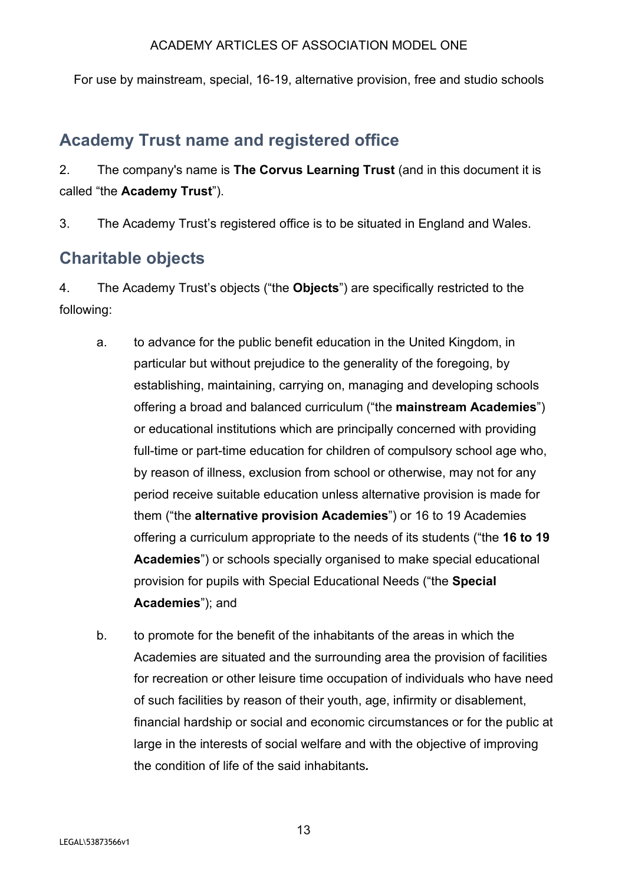## Academy Trust name and registered office

2. The company's name is **The Corvus Learning Trust** (and in this document it is called "the **Academy Trust**").

3. The Academy Trust's registered office is to be situated in England and Wales.

## Charitable objects

4. The Academy Trust's objects ("the **Objects**") are specifically restricted to the following:

   a. to advance for the public benefit education in the United Kingdom, in particular but without prejudice to the generality of the foregoing, by establishing, maintaining, carrying on, managing and developing schools offering a broad and balanced curriculum ("the **mainstream Academies**") or educational institutions which are principally concerned with providing full-time or part-time education for children of compulsory school age who, by reason of illness, exclusion from school or otherwise, may not for any period receive suitable education unless alternative provision is made for them ("the **alternative provision Academies**") or 16 to 19 Academies offering a curriculum appropriate to the needs of its students ("the **16 to 19 Academies**") or schools specially organised to make special educational provision for pupils with Special Educational Needs ("the **Special Academies**"); and

   b. to promote for the benefit of the inhabitants of the areas in which the Academies are situated and the surrounding area the provision of facilities for recreation or other leisure time occupation of individuals who have need of such facilities by reason of their youth, age, infirmity or disablement, financial hardship or social and economic circumstances or for the public at large in the interests of social welfare and with the objective of improving the condition of life of the said inhabitants.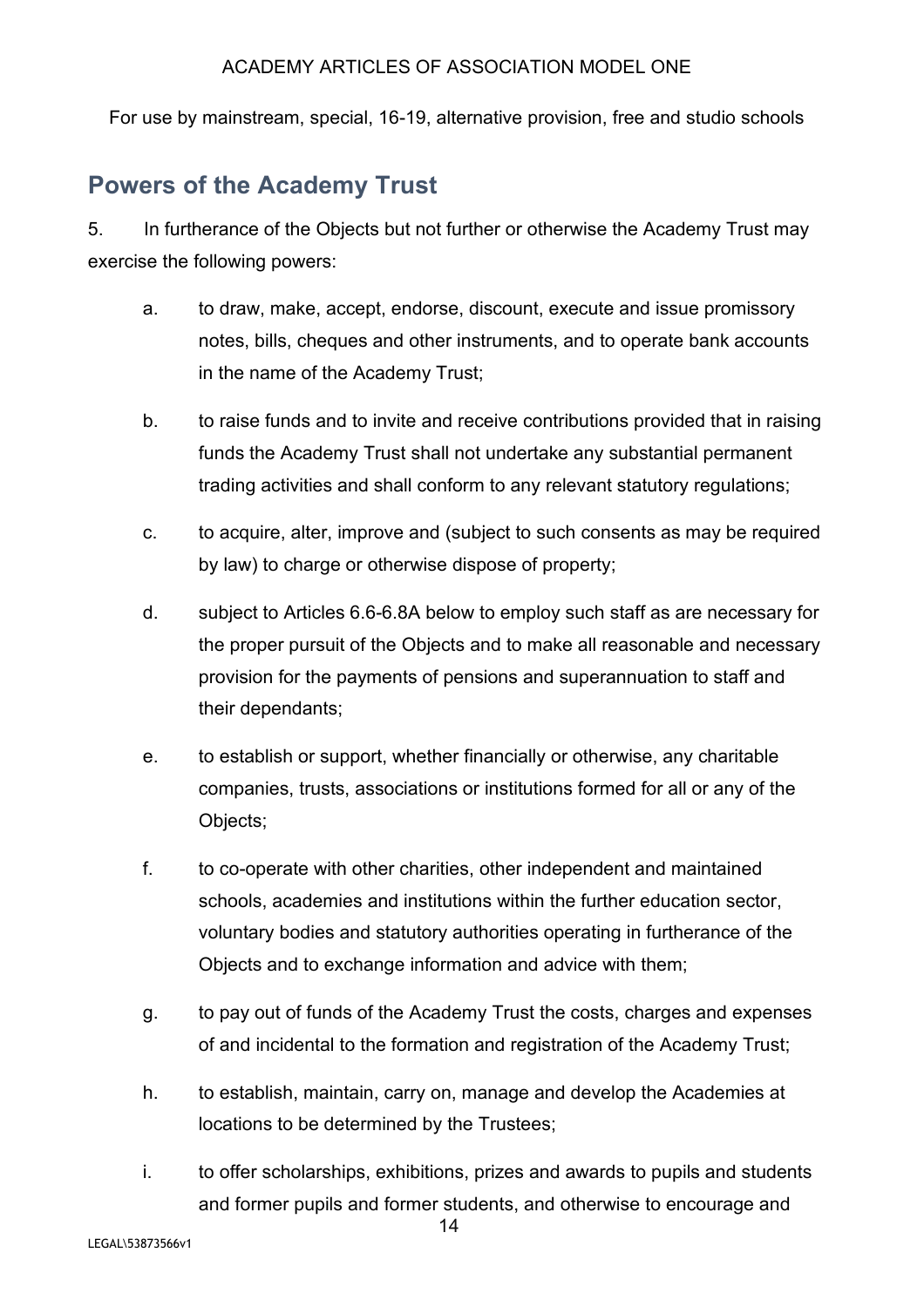## Powers of the Academy Trust

5. In furtherance of the Objects but not further or otherwise the Academy Trust may exercise the following powers:

a. to draw, make, accept, endorse, discount, execute and issue promissory notes, bills, cheques and other instruments, and to operate bank accounts in the name of the Academy Trust;

b. to raise funds and to invite and receive contributions provided that in raising funds the Academy Trust shall not undertake any substantial permanent trading activities and shall conform to any relevant statutory regulations;

c. to acquire, alter, improve and (subject to such consents as may be required by law) to charge or otherwise dispose of property;

d. subject to Articles 6.6-6.8A below to employ such staff as are necessary for the proper pursuit of the Objects and to make all reasonable and necessary provision for the payments of pensions and superannuation to staff and their dependants;

e. to establish or support, whether financially or otherwise, any charitable companies, trusts, associations or institutions formed for all or any of the Objects;

f. to co-operate with other charities, other independent and maintained schools, academies and institutions within the further education sector, voluntary bodies and statutory authorities operating in furtherance of the Objects and to exchange information and advice with them;

g. to pay out of funds of the Academy Trust the costs, charges and expenses of and incidental to the formation and registration of the Academy Trust;

h. to establish, maintain, carry on, manage and develop the Academies at locations to be determined by the Trustees;

i. to offer scholarships, exhibitions, prizes and awards to pupils and students and former pupils and former students, and otherwise to encourage and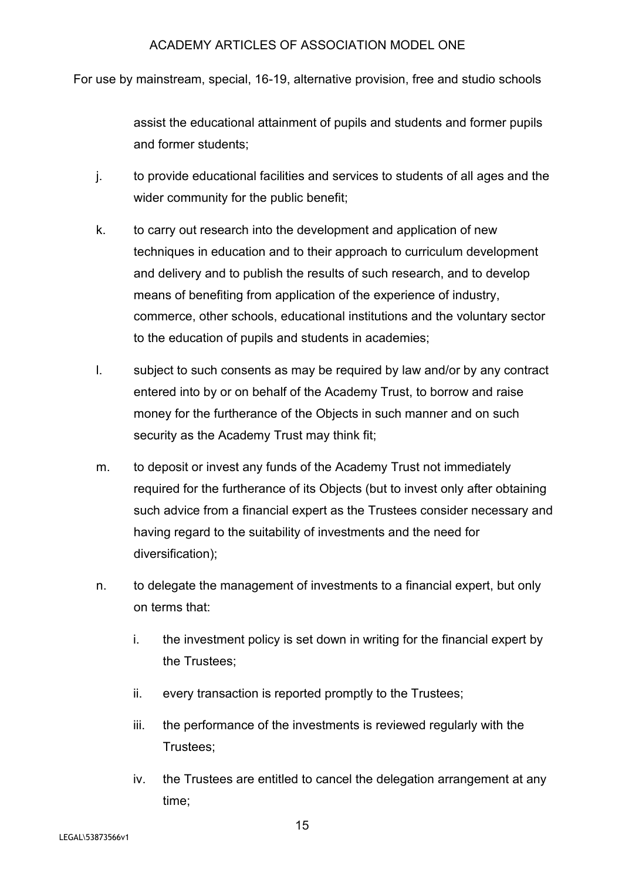assist the educational attainment of pupils and students and former pupils and former students;

j. to provide educational facilities and services to students of all ages and the wider community for the public benefit;

k. to carry out research into the development and application of new techniques in education and to their approach to curriculum development and delivery and to publish the results of such research, and to develop means of benefiting from application of the experience of industry, commerce, other schools, educational institutions and the voluntary sector to the education of pupils and students in academies;

l. subject to such consents as may be required by law and/or by any contract entered into by or on behalf of the Academy Trust, to borrow and raise money for the furtherance of the Objects in such manner and on such security as the Academy Trust may think fit;

m. to deposit or invest any funds of the Academy Trust not immediately required for the furtherance of its Objects (but to invest only after obtaining such advice from a financial expert as the Trustees consider necessary and having regard to the suitability of investments and the need for diversification);

n. to delegate the management of investments to a financial expert, but only on terms that:

   i. the investment policy is set down in writing for the financial expert by the Trustees;

   ii. every transaction is reported promptly to the Trustees;

   iii. the performance of the investments is reviewed regularly with the Trustees;

   iv. the Trustees are entitled to cancel the delegation arrangement at any time;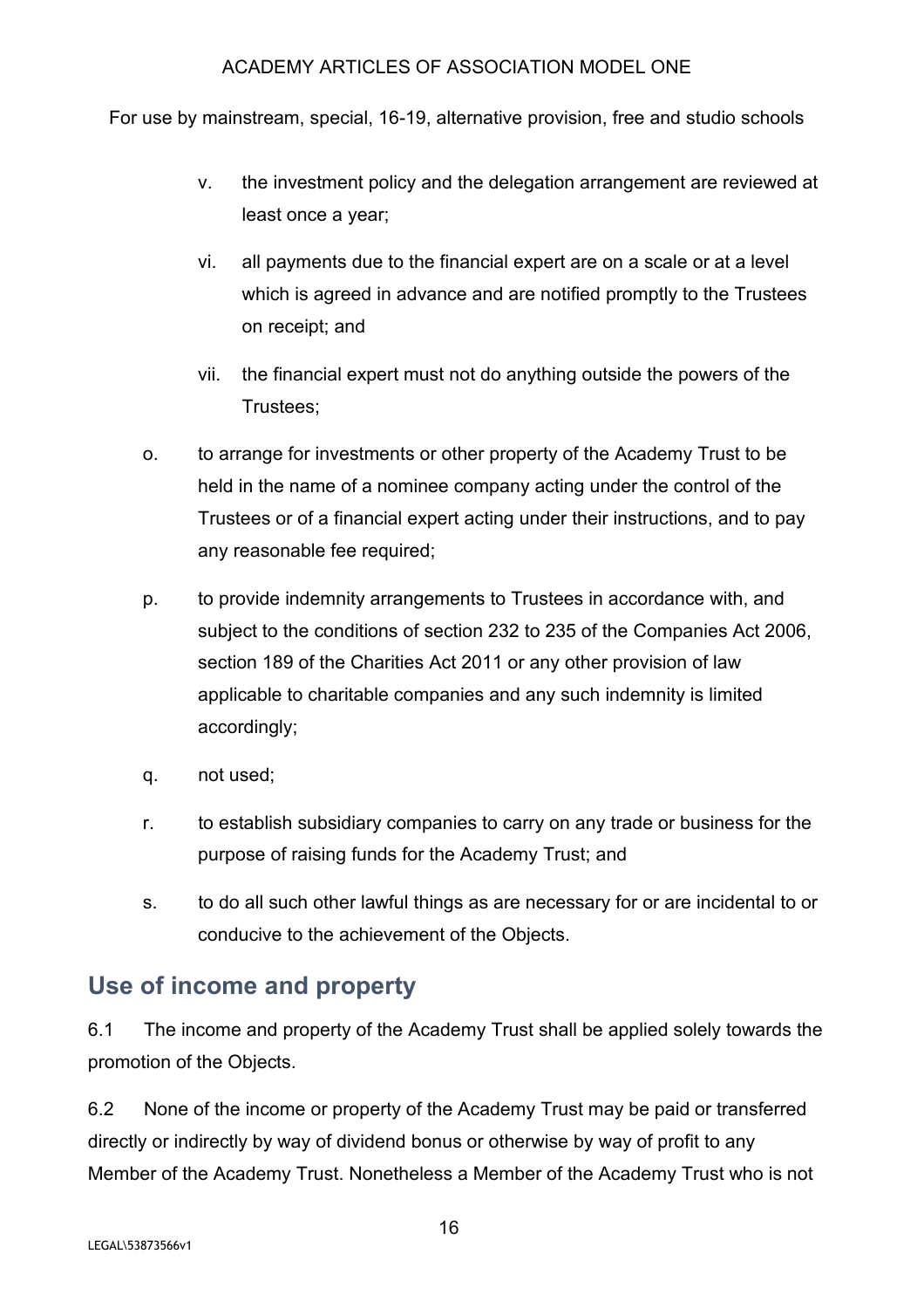v. the investment policy and the delegation arrangement are reviewed at least once a year;

vi. all payments due to the financial expert are on a scale or at a level which is agreed in advance and are notified promptly to the Trustees on receipt; and

vii. the financial expert must not do anything outside the powers of the Trustees;

o. to arrange for investments or other property of the Academy Trust to be held in the name of a nominee company acting under the control of the Trustees or of a financial expert acting under their instructions, and to pay any reasonable fee required;

p. to provide indemnity arrangements to Trustees in accordance with, and subject to the conditions of section 232 to 235 of the Companies Act 2006, section 189 of the Charities Act 2011 or any other provision of law applicable to charitable companies and any such indemnity is limited accordingly;

q. not used;

r. to establish subsidiary companies to carry on any trade or business for the purpose of raising funds for the Academy Trust; and

s. to do all such other lawful things as are necessary for or are incidental to or conducive to the achievement of the Objects.

## Use of income and property

6.1 The income and property of the Academy Trust shall be applied solely towards the promotion of the Objects.

6.2 None of the income or property of the Academy Trust may be paid or transferred directly or indirectly by way of dividend bonus or otherwise by way of profit to any Member of the Academy Trust. Nonetheless a Member of the Academy Trust who is not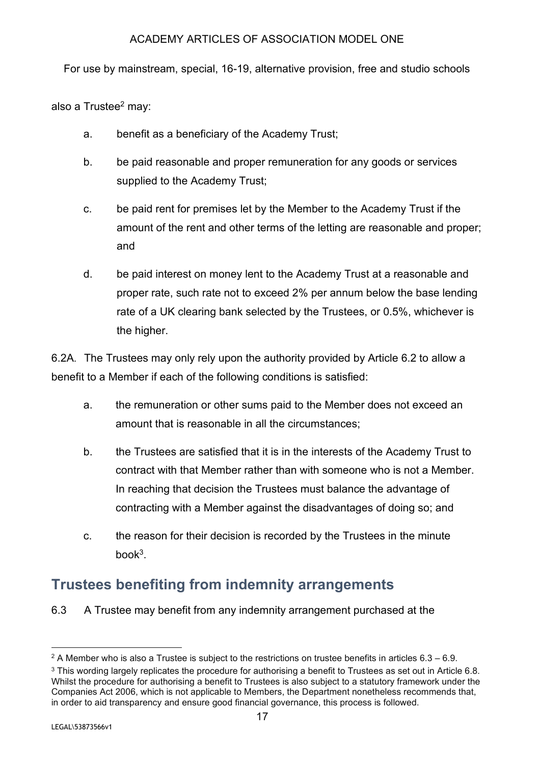also a Trustee[2] may:

a. benefit as a beneficiary of the Academy Trust;

b. be paid reasonable and proper remuneration for any goods or services supplied to the Academy Trust;

c. be paid rent for premises let by the Member to the Academy Trust if the amount of the rent and other terms of the letting are reasonable and proper; and

d. be paid interest on money lent to the Academy Trust at a reasonable and proper rate, such rate not to exceed 2% per annum below the base lending rate of a UK clearing bank selected by the Trustees, or 0.5%, whichever is the higher.

6.2A. The Trustees may only rely upon the authority provided by Article 6.2 to allow a benefit to a Member if each of the following conditions is satisfied:

a. the remuneration or other sums paid to the Member does not exceed an amount that is reasonable in all the circumstances;

b. the Trustees are satisfied that it is in the interests of the Academy Trust to contract with that Member rather than with someone who is not a Member. In reaching that decision the Trustees must balance the advantage of contracting with a Member against the disadvantages of doing so; and

c. the reason for their decision is recorded by the Trustees in the minute book[3].

## Trustees benefiting from indemnity arrangements

6.3 A Trustee may benefit from any indemnity arrangement purchased at the

[2] A Member who is also a Trustee is subject to the restrictions on trustee benefits in articles 6.3 – 6.9.

[3] This wording largely replicates the procedure for authorising a benefit to Trustees as set out in Article 6.8. Whilst the procedure for authorising a benefit to Trustees is also subject to a statutory framework under the Companies Act 2006, which is not applicable to Members, the Department nonetheless recommends that, in order to aid transparency and ensure good financial governance, this process is followed.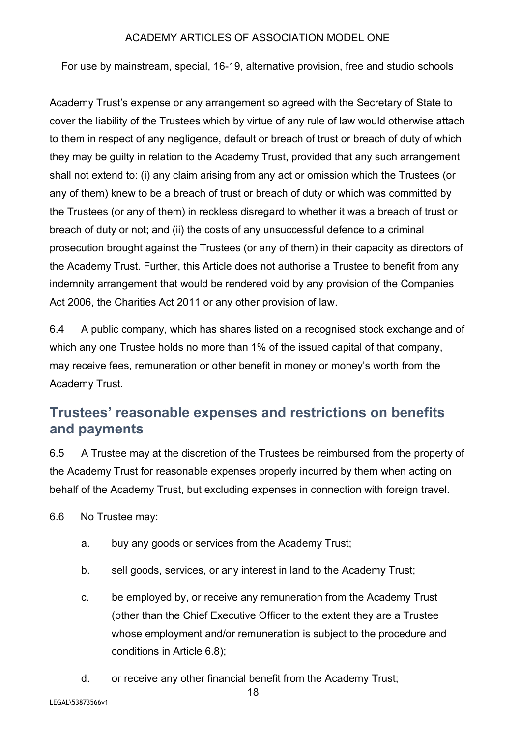Academy Trust's expense or any arrangement so agreed with the Secretary of State to cover the liability of the Trustees which by virtue of any rule of law would otherwise attach to them in respect of any negligence, default or breach of trust or breach of duty of which they may be guilty in relation to the Academy Trust, provided that any such arrangement shall not extend to: (i) any claim arising from any act or omission which the Trustees (or any of them) knew to be a breach of trust or breach of duty or which was committed by the Trustees (or any of them) in reckless disregard to whether it was a breach of trust or breach of duty or not; and (ii) the costs of any unsuccessful defence to a criminal prosecution brought against the Trustees (or any of them) in their capacity as directors of the Academy Trust. Further, this Article does not authorise a Trustee to benefit from any indemnity arrangement that would be rendered void by any provision of the Companies Act 2006, the Charities Act 2011 or any other provision of law.

6.4 A public company, which has shares listed on a recognised stock exchange and of which any one Trustee holds no more than 1% of the issued capital of that company, may receive fees, remuneration or other benefit in money or money's worth from the Academy Trust.

## Trustees' reasonable expenses and restrictions on benefits and payments

6.5 A Trustee may at the discretion of the Trustees be reimbursed from the property of the Academy Trust for reasonable expenses properly incurred by them when acting on behalf of the Academy Trust, but excluding expenses in connection with foreign travel.

6.6 No Trustee may:

a. buy any goods or services from the Academy Trust;

b. sell goods, services, or any interest in land to the Academy Trust;

c. be employed by, or receive any remuneration from the Academy Trust (other than the Chief Executive Officer to the extent they are a Trustee whose employment and/or remuneration is subject to the procedure and conditions in Article 6.8);

d. or receive any other financial benefit from the Academy Trust;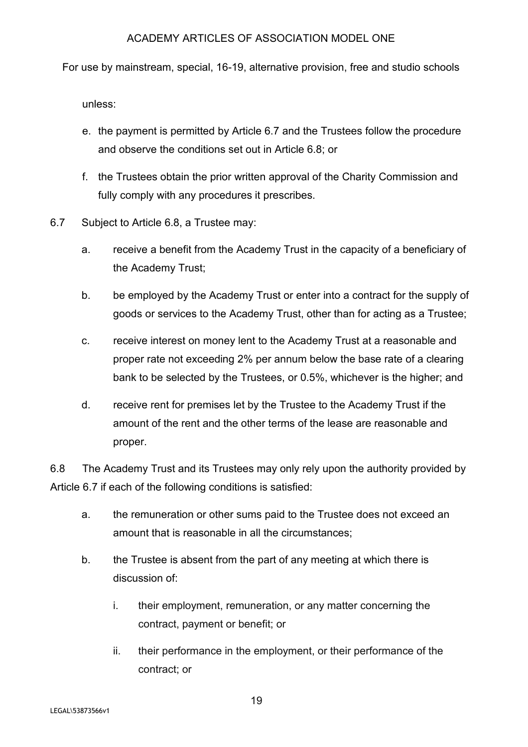unless:

e. the payment is permitted by Article 6.7 and the Trustees follow the procedure and observe the conditions set out in Article 6.8; or

f. the Trustees obtain the prior written approval of the Charity Commission and fully comply with any procedures it prescribes.

6.7 Subject to Article 6.8, a Trustee may:

a. receive a benefit from the Academy Trust in the capacity of a beneficiary of the Academy Trust;

b. be employed by the Academy Trust or enter into a contract for the supply of goods or services to the Academy Trust, other than for acting as a Trustee;

c. receive interest on money lent to the Academy Trust at a reasonable and proper rate not exceeding 2% per annum below the base rate of a clearing bank to be selected by the Trustees, or 0.5%, whichever is the higher; and

d. receive rent for premises let by the Trustee to the Academy Trust if the amount of the rent and the other terms of the lease are reasonable and proper.

6.8 The Academy Trust and its Trustees may only rely upon the authority provided by Article 6.7 if each of the following conditions is satisfied:

a. the remuneration or other sums paid to the Trustee does not exceed an amount that is reasonable in all the circumstances;

b. the Trustee is absent from the part of any meeting at which there is discussion of:

    i. their employment, remuneration, or any matter concerning the contract, payment or benefit; or

    ii. their performance in the employment, or their performance of the contract; or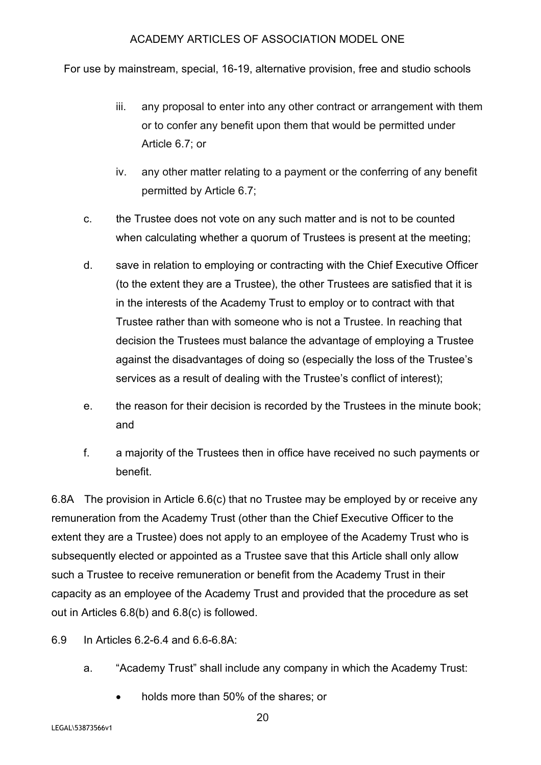iii. any proposal to enter into any other contract or arrangement with them or to confer any benefit upon them that would be permitted under Article 6.7; or

iv. any other matter relating to a payment or the conferring of any benefit permitted by Article 6.7;

c. the Trustee does not vote on any such matter and is not to be counted when calculating whether a quorum of Trustees is present at the meeting;

d. save in relation to employing or contracting with the Chief Executive Officer (to the extent they are a Trustee), the other Trustees are satisfied that it is in the interests of the Academy Trust to employ or to contract with that Trustee rather than with someone who is not a Trustee. In reaching that decision the Trustees must balance the advantage of employing a Trustee against the disadvantages of doing so (especially the loss of the Trustee's services as a result of dealing with the Trustee's conflict of interest);

e. the reason for their decision is recorded by the Trustees in the minute book; and

f. a majority of the Trustees then in office have received no such payments or benefit.

6.8A The provision in Article 6.6(c) that no Trustee may be employed by or receive any remuneration from the Academy Trust (other than the Chief Executive Officer to the extent they are a Trustee) does not apply to an employee of the Academy Trust who is subsequently elected or appointed as a Trustee save that this Article shall only allow such a Trustee to receive remuneration or benefit from the Academy Trust in their capacity as an employee of the Academy Trust and provided that the procedure as set out in Articles 6.8(b) and 6.8(c) is followed.

6.9 In Articles 6.2-6.4 and 6.6-6.8A:

a. "Academy Trust" shall include any company in which the Academy Trust:

- holds more than 50% of the shares; or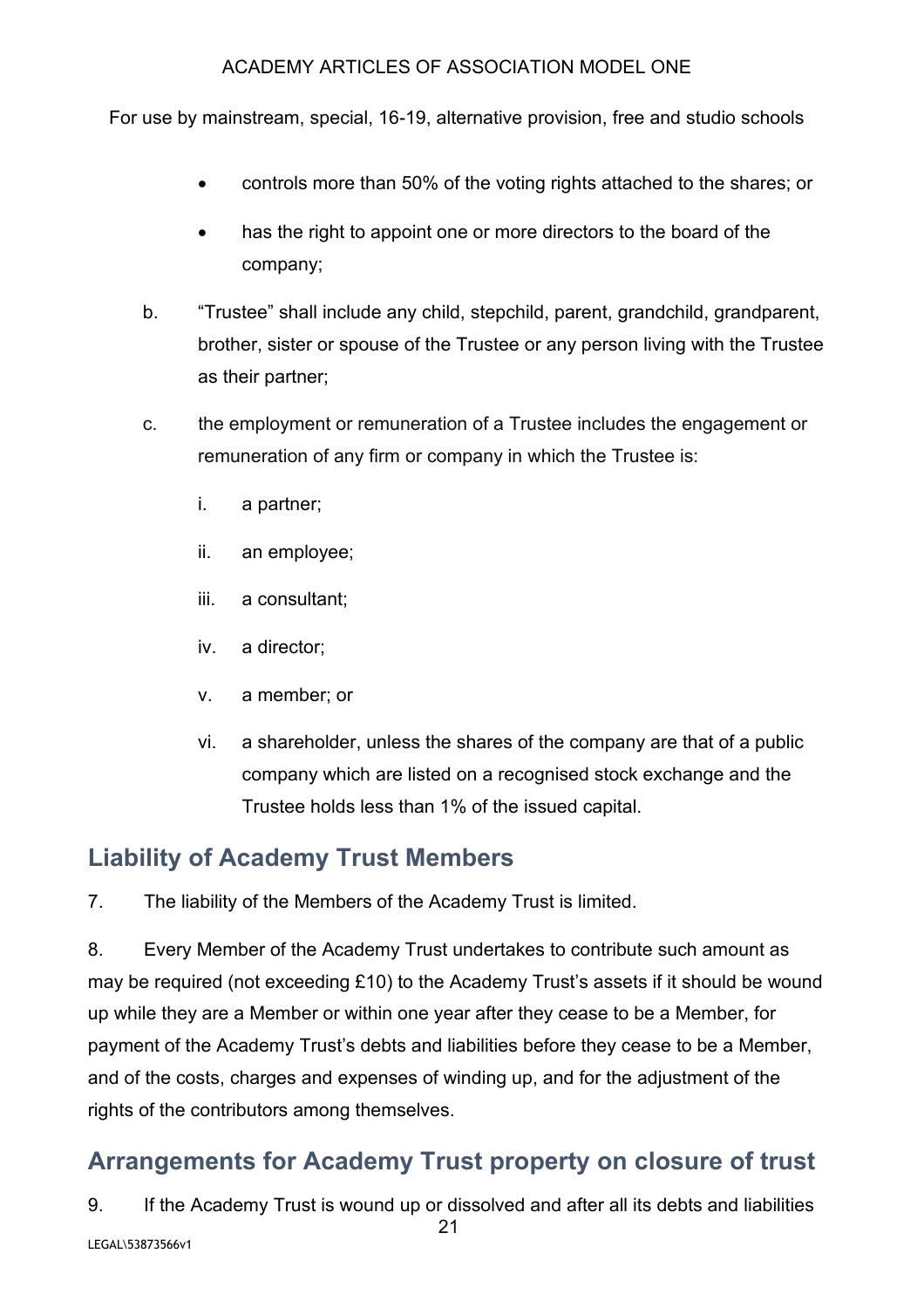- controls more than 50% of the voting rights attached to the shares; or
- has the right to appoint one or more directors to the board of the company;

b. "Trustee" shall include any child, stepchild, parent, grandchild, grandparent, brother, sister or spouse of the Trustee or any person living with the Trustee as their partner;

c. the employment or remuneration of a Trustee includes the engagement or remuneration of any firm or company in which the Trustee is:

   i. a partner;

   ii. an employee;

   iii. a consultant;

   iv. a director;

   v. a member; or

   vi. a shareholder, unless the shares of the company are that of a public company which are listed on a recognised stock exchange and the Trustee holds less than 1% of the issued capital.

## Liability of Academy Trust Members

7. The liability of the Members of the Academy Trust is limited.

8. Every Member of the Academy Trust undertakes to contribute such amount as may be required (not exceeding £10) to the Academy Trust's assets if it should be wound up while they are a Member or within one year after they cease to be a Member, for payment of the Academy Trust's debts and liabilities before they cease to be a Member, and of the costs, charges and expenses of winding up, and for the adjustment of the rights of the contributors among themselves.

## Arrangements for Academy Trust property on closure of trust

9. If the Academy Trust is wound up or dissolved and after all its debts and liabilities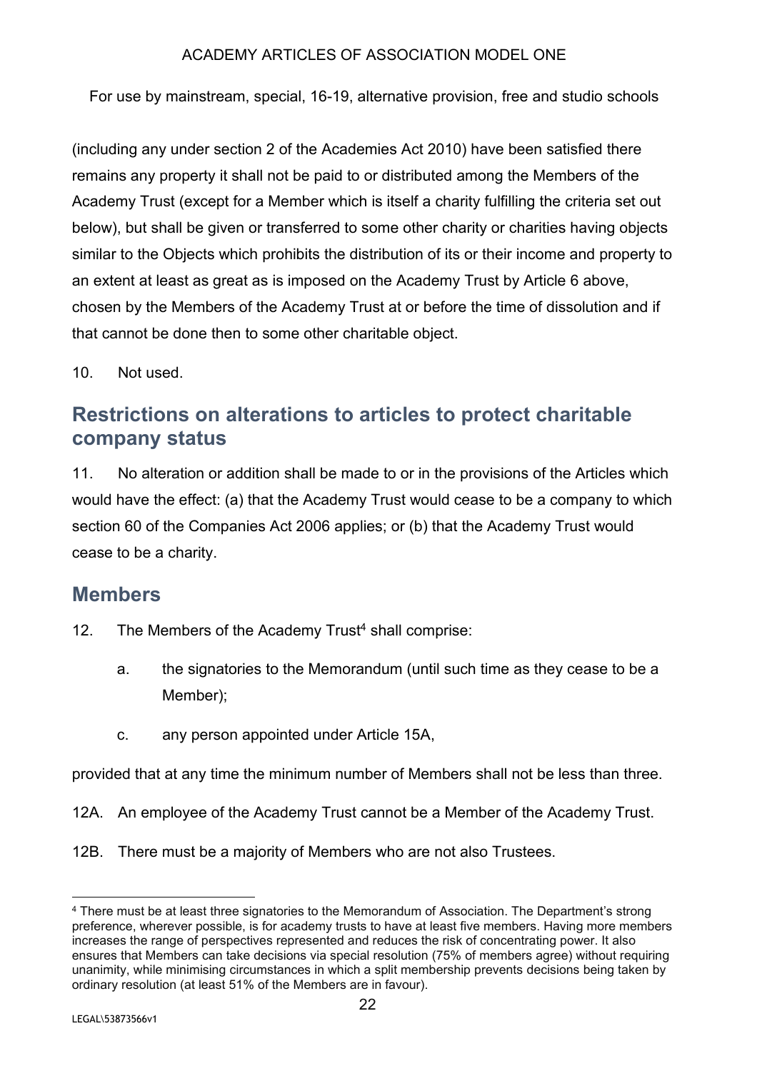(including any under section 2 of the Academies Act 2010) have been satisfied there remains any property it shall not be paid to or distributed among the Members of the Academy Trust (except for a Member which is itself a charity fulfilling the criteria set out below), but shall be given or transferred to some other charity or charities having objects similar to the Objects which prohibits the distribution of its or their income and property to an extent at least as great as is imposed on the Academy Trust by Article 6 above, chosen by the Members of the Academy Trust at or before the time of dissolution and if that cannot be done then to some other charitable object.

10. Not used.

## Restrictions on alterations to articles to protect charitable company status

11. No alteration or addition shall be made to or in the provisions of the Articles which would have the effect: (a) that the Academy Trust would cease to be a company to which section 60 of the Companies Act 2006 applies; or (b) that the Academy Trust would cease to be a charity.

## Members

12. The Members of the Academy Trust[4] shall comprise:

   a. the signatories to the Memorandum (until such time as they cease to be a Member);

   c. any person appointed under Article 15A,

provided that at any time the minimum number of Members shall not be less than three.

12A. An employee of the Academy Trust cannot be a Member of the Academy Trust.

12B. There must be a majority of Members who are not also Trustees.

---

[4] There must be at least three signatories to the Memorandum of Association. The Department's strong preference, wherever possible, is for academy trusts to have at least five members. Having more members increases the range of perspectives represented and reduces the risk of concentrating power. It also ensures that Members can take decisions via special resolution (75% of members agree) without requiring unanimity, while minimising circumstances in which a split membership prevents decisions being taken by ordinary resolution (at least 51% of the Members are in favour).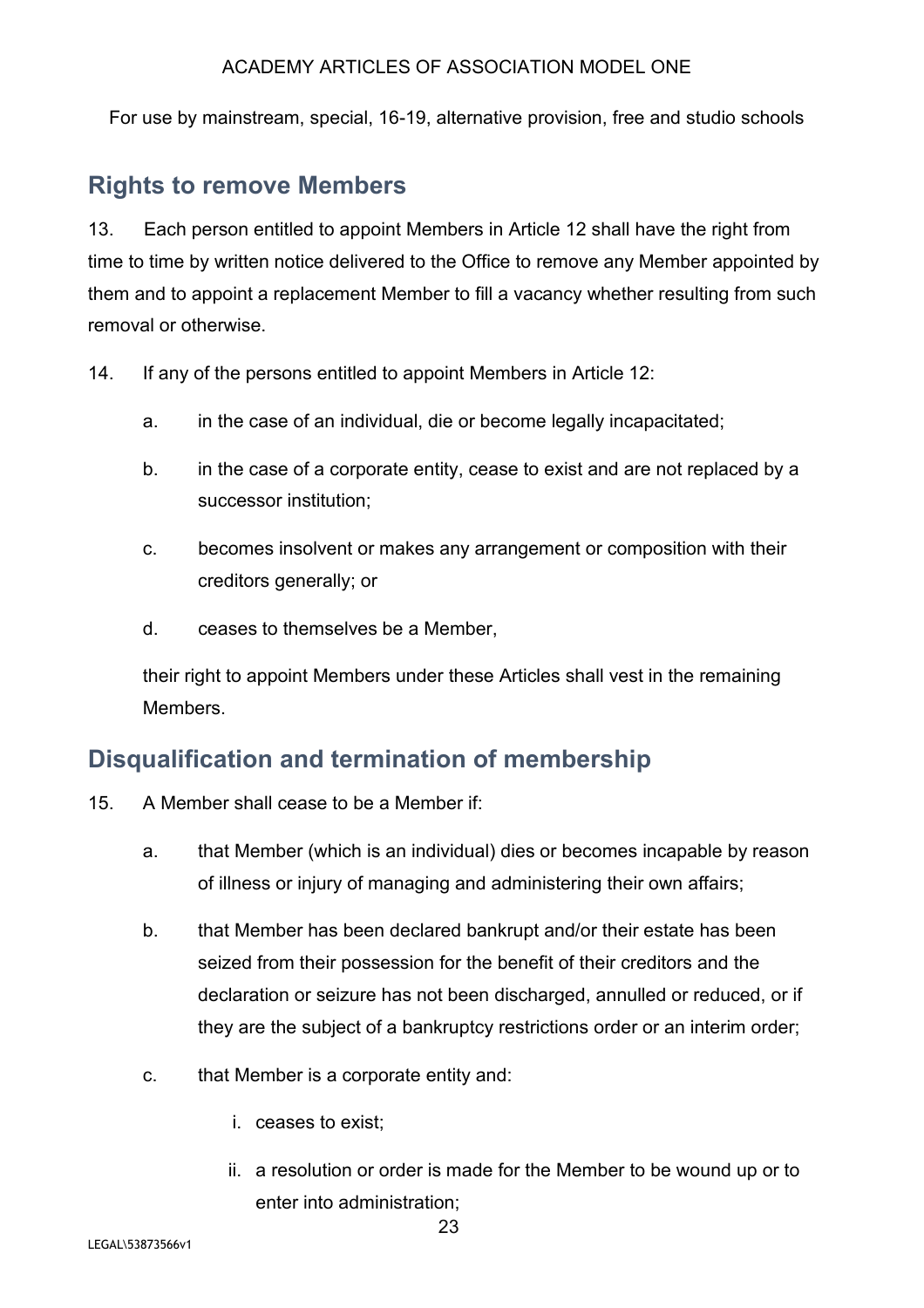## Rights to remove Members

13. Each person entitled to appoint Members in Article 12 shall have the right from time to time by written notice delivered to the Office to remove any Member appointed by them and to appoint a replacement Member to fill a vacancy whether resulting from such removal or otherwise.

14. If any of the persons entitled to appoint Members in Article 12:

   a. in the case of an individual, die or become legally incapacitated;

   b. in the case of a corporate entity, cease to exist and are not replaced by a successor institution;

   c. becomes insolvent or makes any arrangement or composition with their creditors generally; or

   d. ceases to themselves be a Member,

   their right to appoint Members under these Articles shall vest in the remaining Members.

## Disqualification and termination of membership

15. A Member shall cease to be a Member if:

   a. that Member (which is an individual) dies or becomes incapable by reason of illness or injury of managing and administering their own affairs;

   b. that Member has been declared bankrupt and/or their estate has been seized from their possession for the benefit of their creditors and the declaration or seizure has not been discharged, annulled or reduced, or if they are the subject of a bankruptcy restrictions order or an interim order;

   c. that Member is a corporate entity and:

      i. ceases to exist;

      ii. a resolution or order is made for the Member to be wound up or to enter into administration;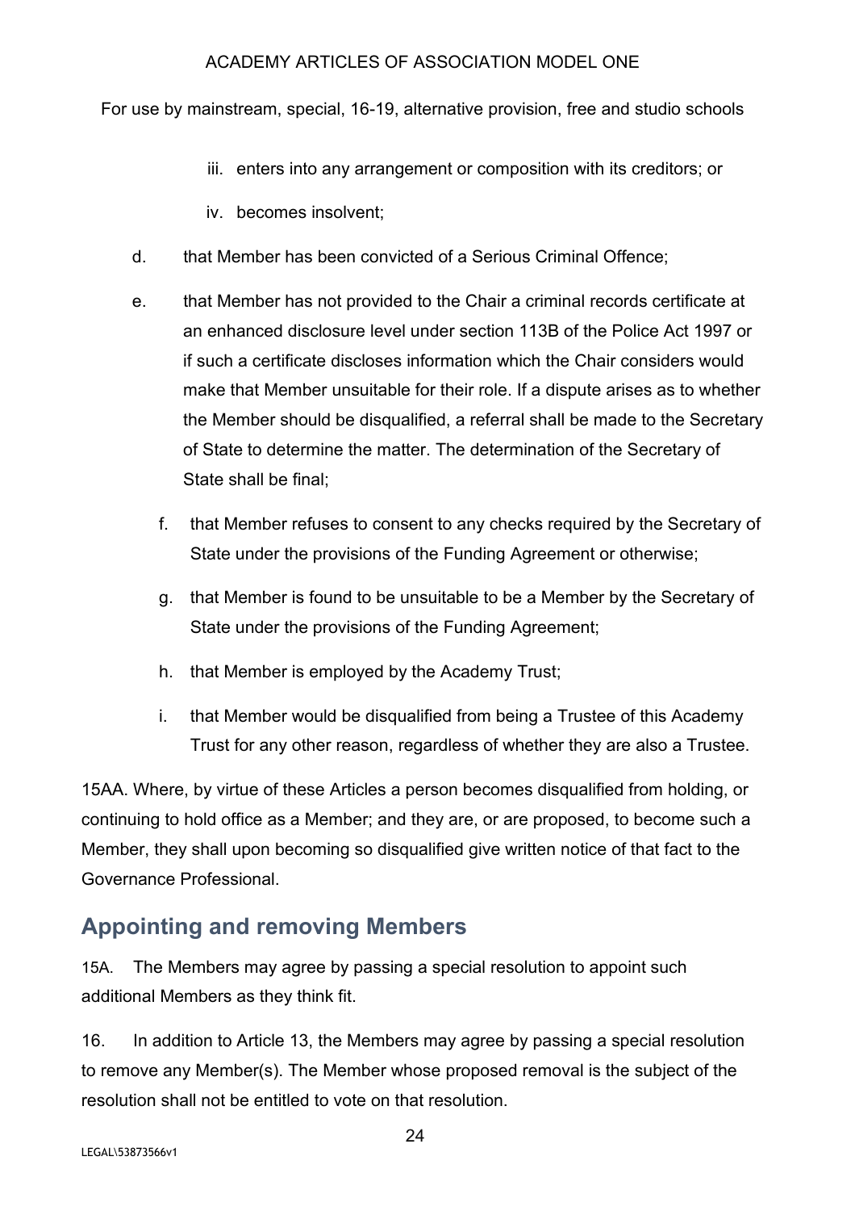iii. enters into any arrangement or composition with its creditors; or

iv. becomes insolvent;

d. that Member has been convicted of a Serious Criminal Offence;

e. that Member has not provided to the Chair a criminal records certificate at an enhanced disclosure level under section 113B of the Police Act 1997 or if such a certificate discloses information which the Chair considers would make that Member unsuitable for their role. If a dispute arises as to whether the Member should be disqualified, a referral shall be made to the Secretary of State to determine the matter. The determination of the Secretary of State shall be final;

f. that Member refuses to consent to any checks required by the Secretary of State under the provisions of the Funding Agreement or otherwise;

g. that Member is found to be unsuitable to be a Member by the Secretary of State under the provisions of the Funding Agreement;

h. that Member is employed by the Academy Trust;

i. that Member would be disqualified from being a Trustee of this Academy Trust for any other reason, regardless of whether they are also a Trustee.

15AA. Where, by virtue of these Articles a person becomes disqualified from holding, or continuing to hold office as a Member; and they are, or are proposed, to become such a Member, they shall upon becoming so disqualified give written notice of that fact to the Governance Professional.

## Appointing and removing Members

15A. The Members may agree by passing a special resolution to appoint such additional Members as they think fit.

16. In addition to Article 13, the Members may agree by passing a special resolution to remove any Member(s). The Member whose proposed removal is the subject of the resolution shall not be entitled to vote on that resolution.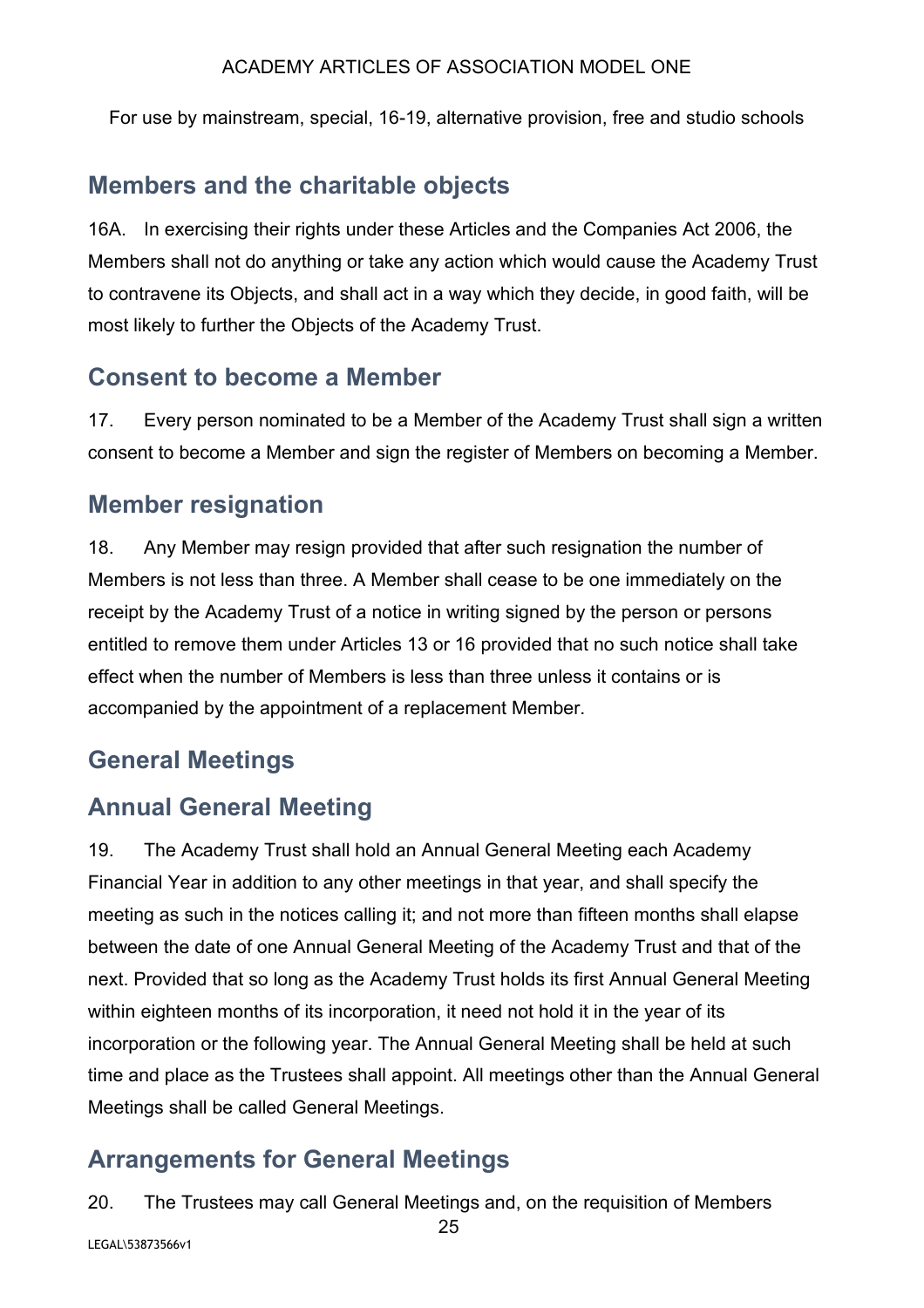## Members and the charitable objects

16A. In exercising their rights under these Articles and the Companies Act 2006, the Members shall not do anything or take any action which would cause the Academy Trust to contravene its Objects, and shall act in a way which they decide, in good faith, will be most likely to further the Objects of the Academy Trust.

## Consent to become a Member

17. Every person nominated to be a Member of the Academy Trust shall sign a written consent to become a Member and sign the register of Members on becoming a Member.

## Member resignation

18. Any Member may resign provided that after such resignation the number of Members is not less than three. A Member shall cease to be one immediately on the receipt by the Academy Trust of a notice in writing signed by the person or persons entitled to remove them under Articles 13 or 16 provided that no such notice shall take effect when the number of Members is less than three unless it contains or is accompanied by the appointment of a replacement Member.

## General Meetings

## Annual General Meeting

19. The Academy Trust shall hold an Annual General Meeting each Academy Financial Year in addition to any other meetings in that year, and shall specify the meeting as such in the notices calling it; and not more than fifteen months shall elapse between the date of one Annual General Meeting of the Academy Trust and that of the next. Provided that so long as the Academy Trust holds its first Annual General Meeting within eighteen months of its incorporation, it need not hold it in the year of its incorporation or the following year. The Annual General Meeting shall be held at such time and place as the Trustees shall appoint. All meetings other than the Annual General Meetings shall be called General Meetings.

## Arrangements for General Meetings

20. The Trustees may call General Meetings and, on the requisition of Members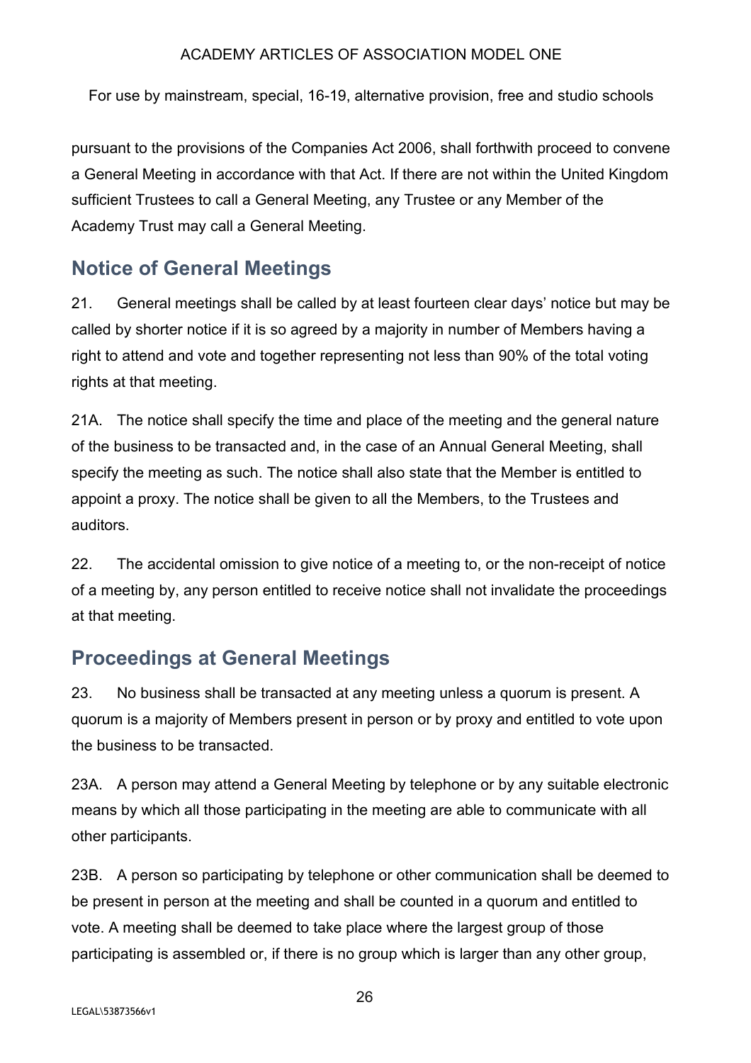pursuant to the provisions of the Companies Act 2006, shall forthwith proceed to convene a General Meeting in accordance with that Act. If there are not within the United Kingdom sufficient Trustees to call a General Meeting, any Trustee or any Member of the Academy Trust may call a General Meeting.

## Notice of General Meetings

21. General meetings shall be called by at least fourteen clear days' notice but may be called by shorter notice if it is so agreed by a majority in number of Members having a right to attend and vote and together representing not less than 90% of the total voting rights at that meeting.

21A. The notice shall specify the time and place of the meeting and the general nature of the business to be transacted and, in the case of an Annual General Meeting, shall specify the meeting as such. The notice shall also state that the Member is entitled to appoint a proxy. The notice shall be given to all the Members, to the Trustees and auditors.

22. The accidental omission to give notice of a meeting to, or the non-receipt of notice of a meeting by, any person entitled to receive notice shall not invalidate the proceedings at that meeting.

## Proceedings at General Meetings

23. No business shall be transacted at any meeting unless a quorum is present. A quorum is a majority of Members present in person or by proxy and entitled to vote upon the business to be transacted.

23A. A person may attend a General Meeting by telephone or by any suitable electronic means by which all those participating in the meeting are able to communicate with all other participants.

23B. A person so participating by telephone or other communication shall be deemed to be present in person at the meeting and shall be counted in a quorum and entitled to vote. A meeting shall be deemed to take place where the largest group of those participating is assembled or, if there is no group which is larger than any other group,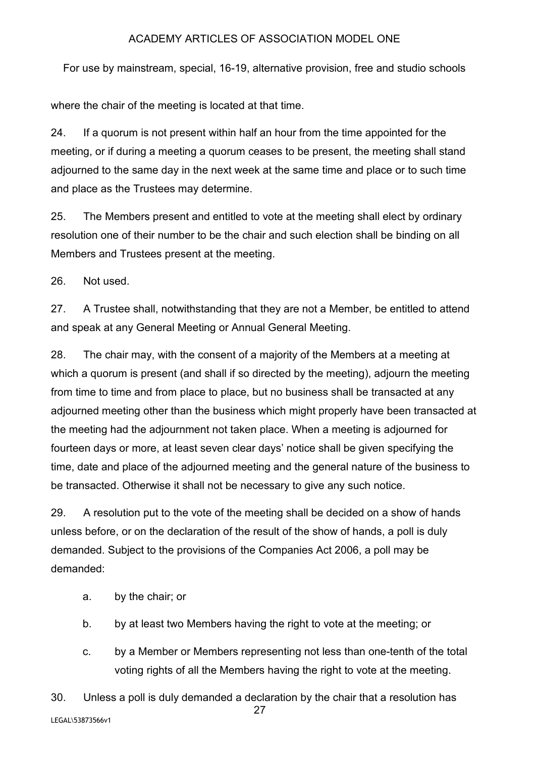where the chair of the meeting is located at that time.

24. If a quorum is not present within half an hour from the time appointed for the meeting, or if during a meeting a quorum ceases to be present, the meeting shall stand adjourned to the same day in the next week at the same time and place or to such time and place as the Trustees may determine.

25. The Members present and entitled to vote at the meeting shall elect by ordinary resolution one of their number to be the chair and such election shall be binding on all Members and Trustees present at the meeting.

26. Not used.

27. A Trustee shall, notwithstanding that they are not a Member, be entitled to attend and speak at any General Meeting or Annual General Meeting.

28. The chair may, with the consent of a majority of the Members at a meeting at which a quorum is present (and shall if so directed by the meeting), adjourn the meeting from time to time and from place to place, but no business shall be transacted at any adjourned meeting other than the business which might properly have been transacted at the meeting had the adjournment not taken place. When a meeting is adjourned for fourteen days or more, at least seven clear days' notice shall be given specifying the time, date and place of the adjourned meeting and the general nature of the business to be transacted. Otherwise it shall not be necessary to give any such notice.

29. A resolution put to the vote of the meeting shall be decided on a show of hands unless before, or on the declaration of the result of the show of hands, a poll is duly demanded. Subject to the provisions of the Companies Act 2006, a poll may be demanded:

a. by the chair; or

b. by at least two Members having the right to vote at the meeting; or

c. by a Member or Members representing not less than one-tenth of the total voting rights of all the Members having the right to vote at the meeting.

30. Unless a poll is duly demanded a declaration by the chair that a resolution has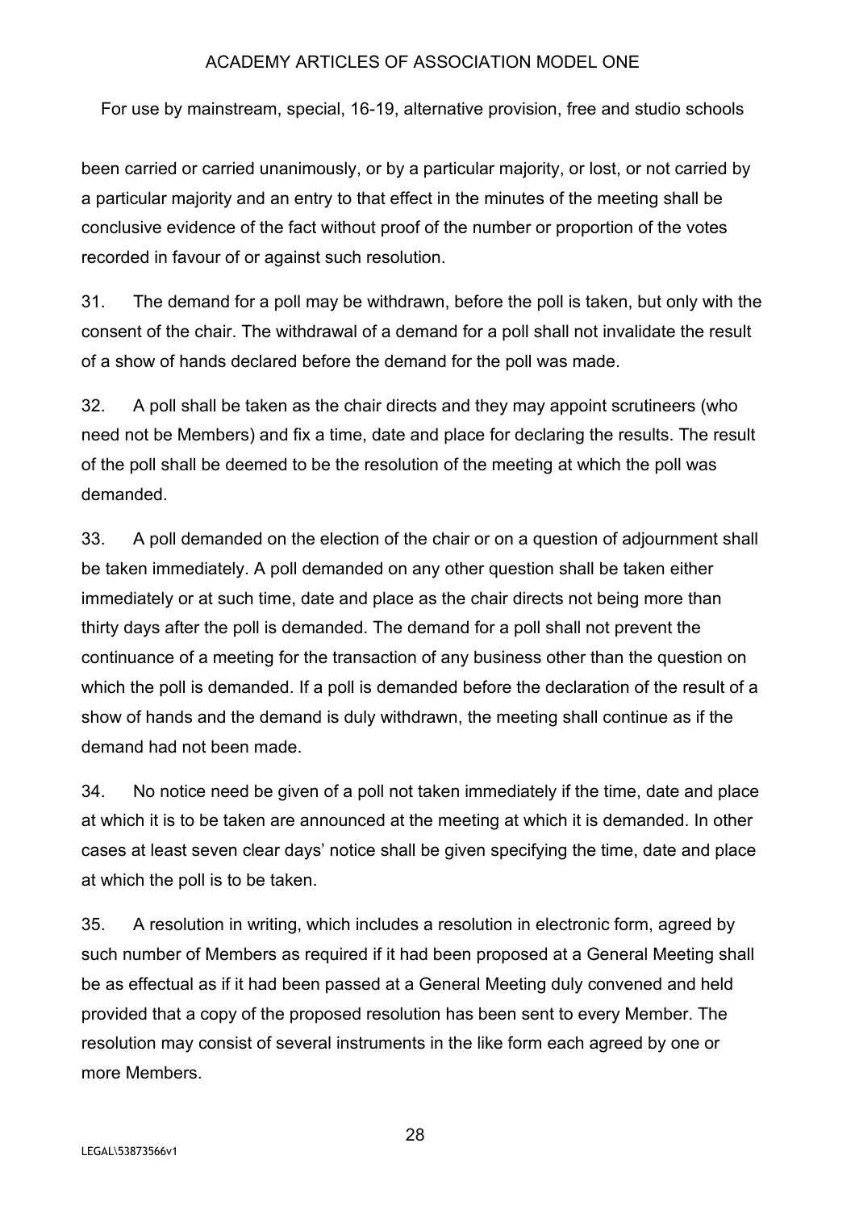been carried or carried unanimously, or by a particular majority, or lost, or not carried by a particular majority and an entry to that effect in the minutes of the meeting shall be conclusive evidence of the fact without proof of the number or proportion of the votes recorded in favour of or against such resolution.

31. The demand for a poll may be withdrawn, before the poll is taken, but only with the consent of the chair. The withdrawal of a demand for a poll shall not invalidate the result of a show of hands declared before the demand for the poll was made.

32. A poll shall be taken as the chair directs and they may appoint scrutineers (who need not be Members) and fix a time, date and place for declaring the results. The result of the poll shall be deemed to be the resolution of the meeting at which the poll was demanded.

33. A poll demanded on the election of the chair or on a question of adjournment shall be taken immediately. A poll demanded on any other question shall be taken either immediately or at such time, date and place as the chair directs not being more than thirty days after the poll is demanded. The demand for a poll shall not prevent the continuance of a meeting for the transaction of any business other than the question on which the poll is demanded. If a poll is demanded before the declaration of the result of a show of hands and the demand is duly withdrawn, the meeting shall continue as if the demand had not been made.

34. No notice need be given of a poll not taken immediately if the time, date and place at which it is to be taken are announced at the meeting at which it is demanded. In other cases at least seven clear days' notice shall be given specifying the time, date and place at which the poll is to be taken.

35. A resolution in writing, which includes a resolution in electronic form, agreed by such number of Members as required if it had been proposed at a General Meeting shall be as effectual as if it had been passed at a General Meeting duly convened and held provided that a copy of the proposed resolution has been sent to every Member. The resolution may consist of several instruments in the like form each agreed by one or more Members.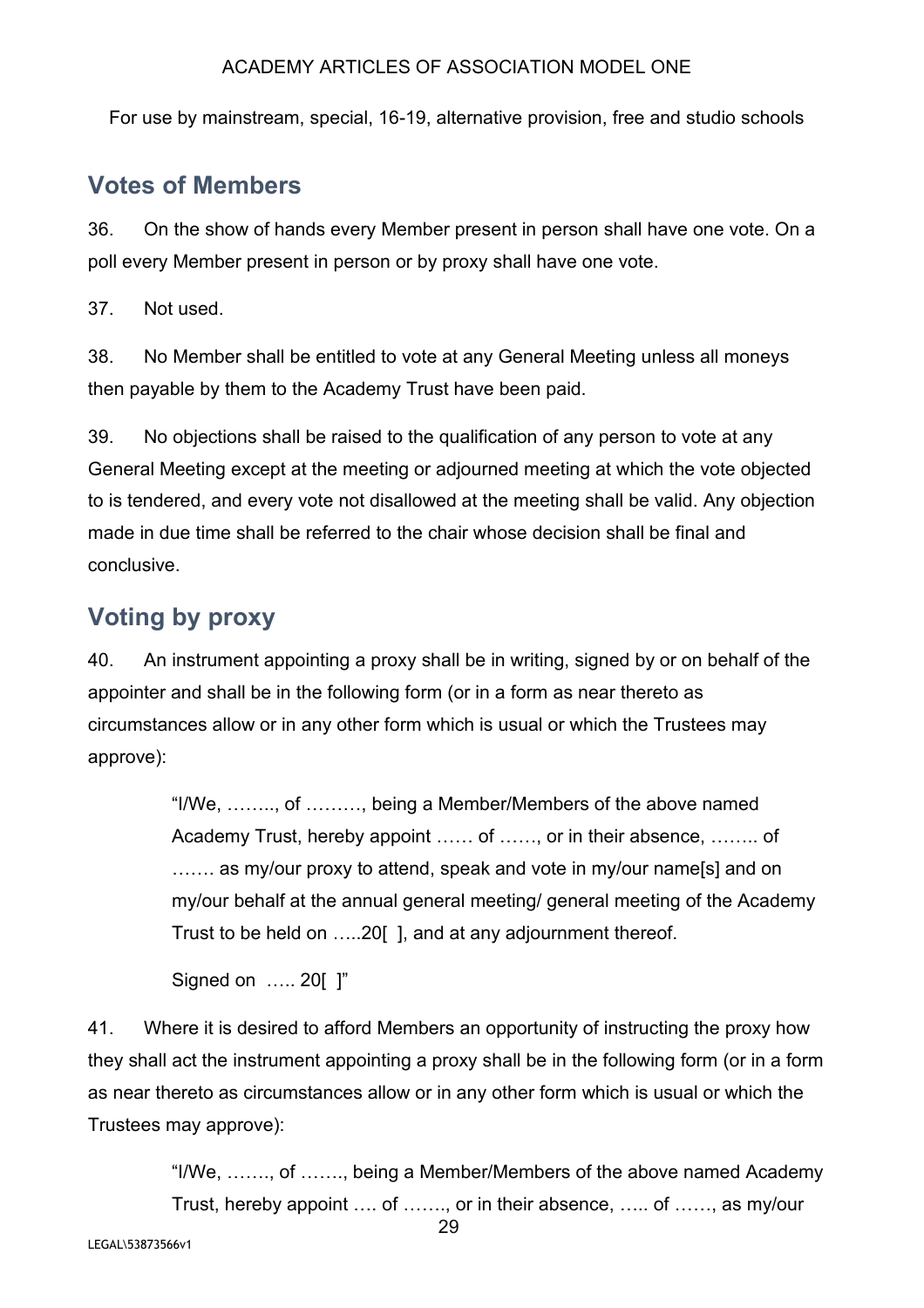## Votes of Members

36. On the show of hands every Member present in person shall have one vote. On a poll every Member present in person or by proxy shall have one vote.

37. Not used.

38. No Member shall be entitled to vote at any General Meeting unless all moneys then payable by them to the Academy Trust have been paid.

39. No objections shall be raised to the qualification of any person to vote at any General Meeting except at the meeting or adjourned meeting at which the vote objected to is tendered, and every vote not disallowed at the meeting shall be valid. Any objection made in due time shall be referred to the chair whose decision shall be final and conclusive.

## Voting by proxy

40. An instrument appointing a proxy shall be in writing, signed by or on behalf of the appointer and shall be in the following form (or in a form as near thereto as circumstances allow or in any other form which is usual or which the Trustees may approve):

> "I/We, …….., of ………, being a Member/Members of the above named Academy Trust, hereby appoint …… of ……, or in their absence, …….. of ……. as my/our proxy to attend, speak and vote in my/our name[s] and on my/our behalf at the annual general meeting/ general meeting of the Academy Trust to be held on …..20[ ], and at any adjournment thereof.
>
> Signed on ….. 20[ ]"

41. Where it is desired to afford Members an opportunity of instructing the proxy how they shall act the instrument appointing a proxy shall be in the following form (or in a form as near thereto as circumstances allow or in any other form which is usual or which the Trustees may approve):

> "I/We, ……., of ……., being a Member/Members of the above named Academy Trust, hereby appoint …. of ……., or in their absence, ….. of ……, as my/our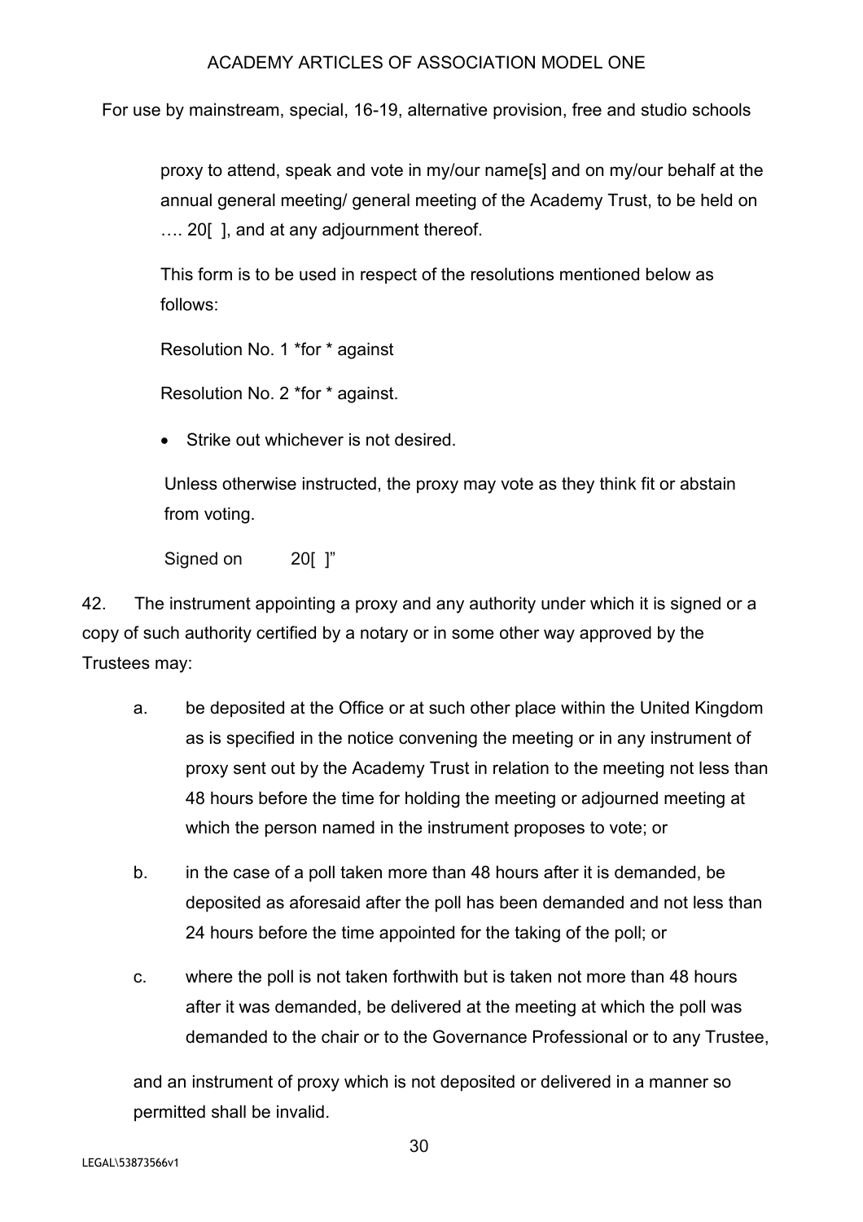proxy to attend, speak and vote in my/our name[s] and on my/our behalf at the annual general meeting/ general meeting of the Academy Trust, to be held on …. 20[ ], and at any adjournment thereof.

This form is to be used in respect of the resolutions mentioned below as follows:

Resolution No. 1 *for * against

Resolution No. 2 *for * against.

- Strike out whichever is not desired.

Unless otherwise instructed, the proxy may vote as they think fit or abstain from voting.

Signed on 20[ ]"

42. The instrument appointing a proxy and any authority under which it is signed or a copy of such authority certified by a notary or in some other way approved by the Trustees may:

a. be deposited at the Office or at such other place within the United Kingdom as is specified in the notice convening the meeting or in any instrument of proxy sent out by the Academy Trust in relation to the meeting not less than 48 hours before the time for holding the meeting or adjourned meeting at which the person named in the instrument proposes to vote; or

b. in the case of a poll taken more than 48 hours after it is demanded, be deposited as aforesaid after the poll has been demanded and not less than 24 hours before the time appointed for the taking of the poll; or

c. where the poll is not taken forthwith but is taken not more than 48 hours after it was demanded, be delivered at the meeting at which the poll was demanded to the chair or to the Governance Professional or to any Trustee,

and an instrument of proxy which is not deposited or delivered in a manner so permitted shall be invalid.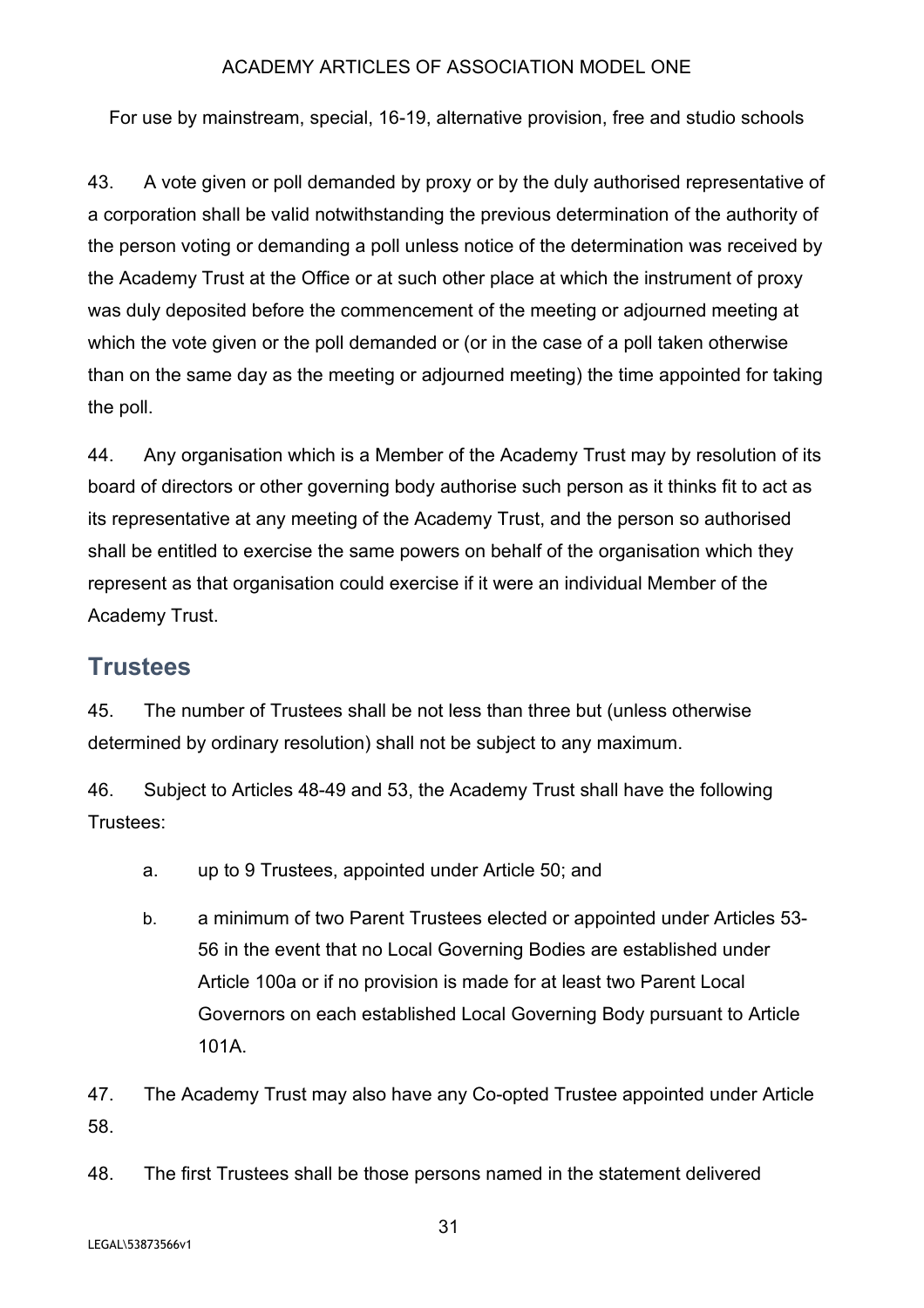43. A vote given or poll demanded by proxy or by the duly authorised representative of a corporation shall be valid notwithstanding the previous determination of the authority of the person voting or demanding a poll unless notice of the determination was received by the Academy Trust at the Office or at such other place at which the instrument of proxy was duly deposited before the commencement of the meeting or adjourned meeting at which the vote given or the poll demanded or (or in the case of a poll taken otherwise than on the same day as the meeting or adjourned meeting) the time appointed for taking the poll.

44. Any organisation which is a Member of the Academy Trust may by resolution of its board of directors or other governing body authorise such person as it thinks fit to act as its representative at any meeting of the Academy Trust, and the person so authorised shall be entitled to exercise the same powers on behalf of the organisation which they represent as that organisation could exercise if it were an individual Member of the Academy Trust.

## Trustees

45. The number of Trustees shall be not less than three but (unless otherwise determined by ordinary resolution) shall not be subject to any maximum.

46. Subject to Articles 48-49 and 53, the Academy Trust shall have the following Trustees:

  a. up to 9 Trustees, appointed under Article 50; and

  b. a minimum of two Parent Trustees elected or appointed under Articles 53-56 in the event that no Local Governing Bodies are established under Article 100a or if no provision is made for at least two Parent Local Governors on each established Local Governing Body pursuant to Article 101A.

47. The Academy Trust may also have any Co-opted Trustee appointed under Article 58.

48. The first Trustees shall be those persons named in the statement delivered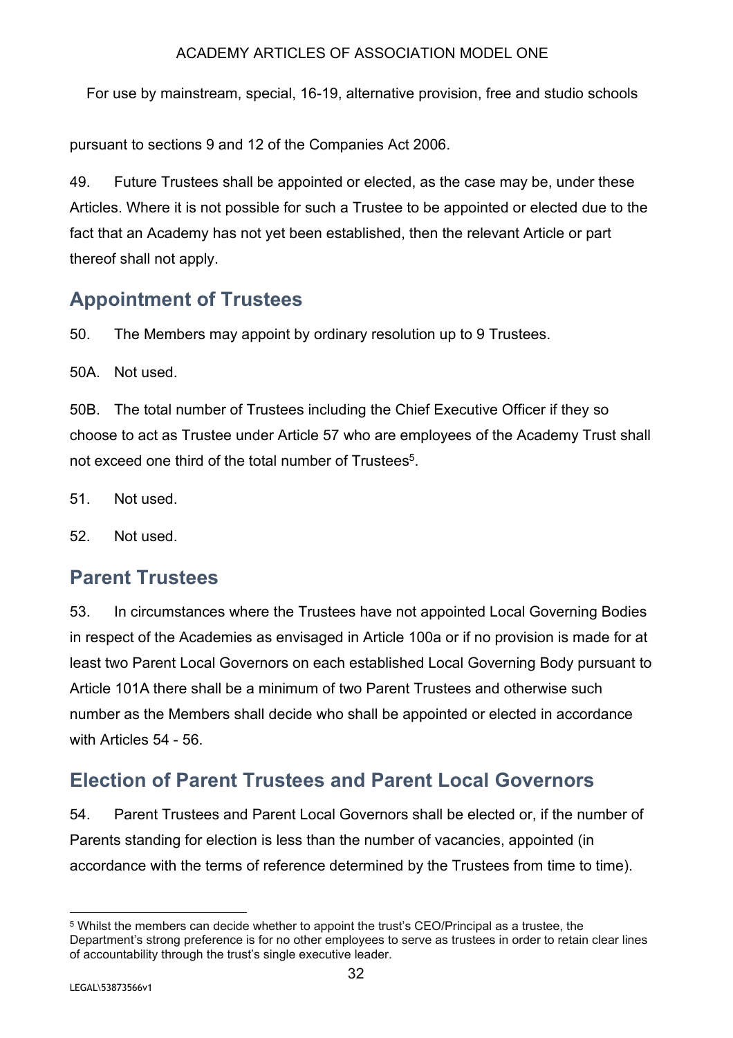pursuant to sections 9 and 12 of the Companies Act 2006.

49. Future Trustees shall be appointed or elected, as the case may be, under these Articles. Where it is not possible for such a Trustee to be appointed or elected due to the fact that an Academy has not yet been established, then the relevant Article or part thereof shall not apply.

## Appointment of Trustees

50. The Members may appoint by ordinary resolution up to 9 Trustees.

50A. Not used.

50B. The total number of Trustees including the Chief Executive Officer if they so choose to act as Trustee under Article 57 who are employees of the Academy Trust shall not exceed one third of the total number of Trustees[5].

51. Not used.

52. Not used.

## Parent Trustees

53. In circumstances where the Trustees have not appointed Local Governing Bodies in respect of the Academies as envisaged in Article 100a or if no provision is made for at least two Parent Local Governors on each established Local Governing Body pursuant to Article 101A there shall be a minimum of two Parent Trustees and otherwise such number as the Members shall decide who shall be appointed or elected in accordance with Articles 54 - 56.

## Election of Parent Trustees and Parent Local Governors

54. Parent Trustees and Parent Local Governors shall be elected or, if the number of Parents standing for election is less than the number of vacancies, appointed (in accordance with the terms of reference determined by the Trustees from time to time).

[5] Whilst the members can decide whether to appoint the trust's CEO/Principal as a trustee, the Department's strong preference is for no other employees to serve as trustees in order to retain clear lines of accountability through the trust's single executive leader.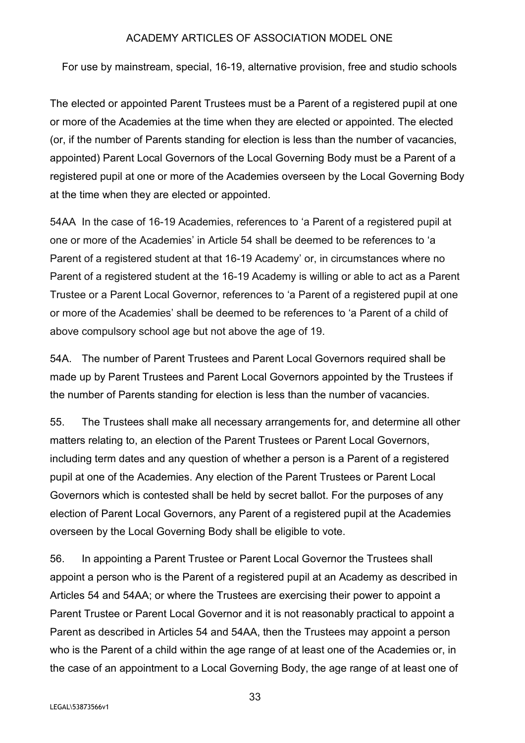The elected or appointed Parent Trustees must be a Parent of a registered pupil at one or more of the Academies at the time when they are elected or appointed. The elected (or, if the number of Parents standing for election is less than the number of vacancies, appointed) Parent Local Governors of the Local Governing Body must be a Parent of a registered pupil at one or more of the Academies overseen by the Local Governing Body at the time when they are elected or appointed.

54AA In the case of 16-19 Academies, references to 'a Parent of a registered pupil at one or more of the Academies' in Article 54 shall be deemed to be references to 'a Parent of a registered student at that 16-19 Academy' or, in circumstances where no Parent of a registered student at the 16-19 Academy is willing or able to act as a Parent Trustee or a Parent Local Governor, references to 'a Parent of a registered pupil at one or more of the Academies' shall be deemed to be references to 'a Parent of a child of above compulsory school age but not above the age of 19.

54A. The number of Parent Trustees and Parent Local Governors required shall be made up by Parent Trustees and Parent Local Governors appointed by the Trustees if the number of Parents standing for election is less than the number of vacancies.

55. The Trustees shall make all necessary arrangements for, and determine all other matters relating to, an election of the Parent Trustees or Parent Local Governors, including term dates and any question of whether a person is a Parent of a registered pupil at one of the Academies. Any election of the Parent Trustees or Parent Local Governors which is contested shall be held by secret ballot. For the purposes of any election of Parent Local Governors, any Parent of a registered pupil at the Academies overseen by the Local Governing Body shall be eligible to vote.

56. In appointing a Parent Trustee or Parent Local Governor the Trustees shall appoint a person who is the Parent of a registered pupil at an Academy as described in Articles 54 and 54AA; or where the Trustees are exercising their power to appoint a Parent Trustee or Parent Local Governor and it is not reasonably practical to appoint a Parent as described in Articles 54 and 54AA, then the Trustees may appoint a person who is the Parent of a child within the age range of at least one of the Academies or, in the case of an appointment to a Local Governing Body, the age range of at least one of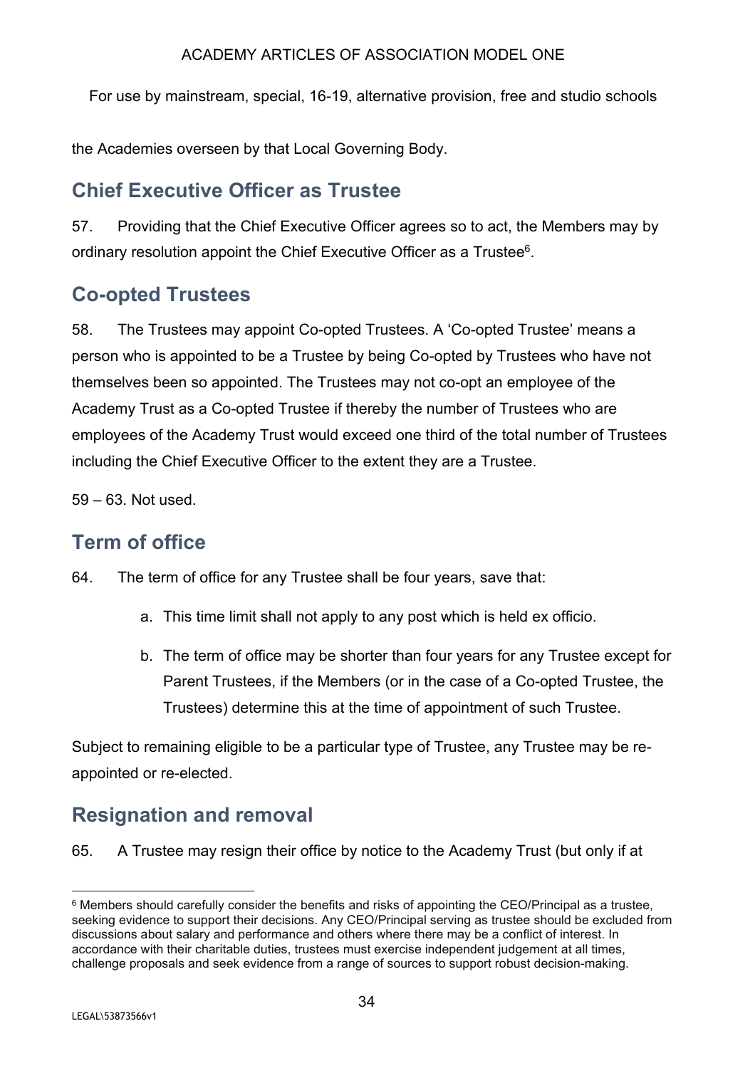the Academies overseen by that Local Governing Body.

## Chief Executive Officer as Trustee

57. Providing that the Chief Executive Officer agrees so to act, the Members may by ordinary resolution appoint the Chief Executive Officer as a Trustee[6].

## Co-opted Trustees

58. The Trustees may appoint Co-opted Trustees. A 'Co-opted Trustee' means a person who is appointed to be a Trustee by being Co-opted by Trustees who have not themselves been so appointed. The Trustees may not co-opt an employee of the Academy Trust as a Co-opted Trustee if thereby the number of Trustees who are employees of the Academy Trust would exceed one third of the total number of Trustees including the Chief Executive Officer to the extent they are a Trustee.

59 – 63. Not used.

## Term of office

64. The term of office for any Trustee shall be four years, save that:

   a. This time limit shall not apply to any post which is held ex officio.

   b. The term of office may be shorter than four years for any Trustee except for Parent Trustees, if the Members (or in the case of a Co-opted Trustee, the Trustees) determine this at the time of appointment of such Trustee.

Subject to remaining eligible to be a particular type of Trustee, any Trustee may be re-appointed or re-elected.

## Resignation and removal

65. A Trustee may resign their office by notice to the Academy Trust (but only if at

[6] Members should carefully consider the benefits and risks of appointing the CEO/Principal as a trustee, seeking evidence to support their decisions. Any CEO/Principal serving as trustee should be excluded from discussions about salary and performance and others where there may be a conflict of interest. In accordance with their charitable duties, trustees must exercise independent judgement at all times, challenge proposals and seek evidence from a range of sources to support robust decision-making.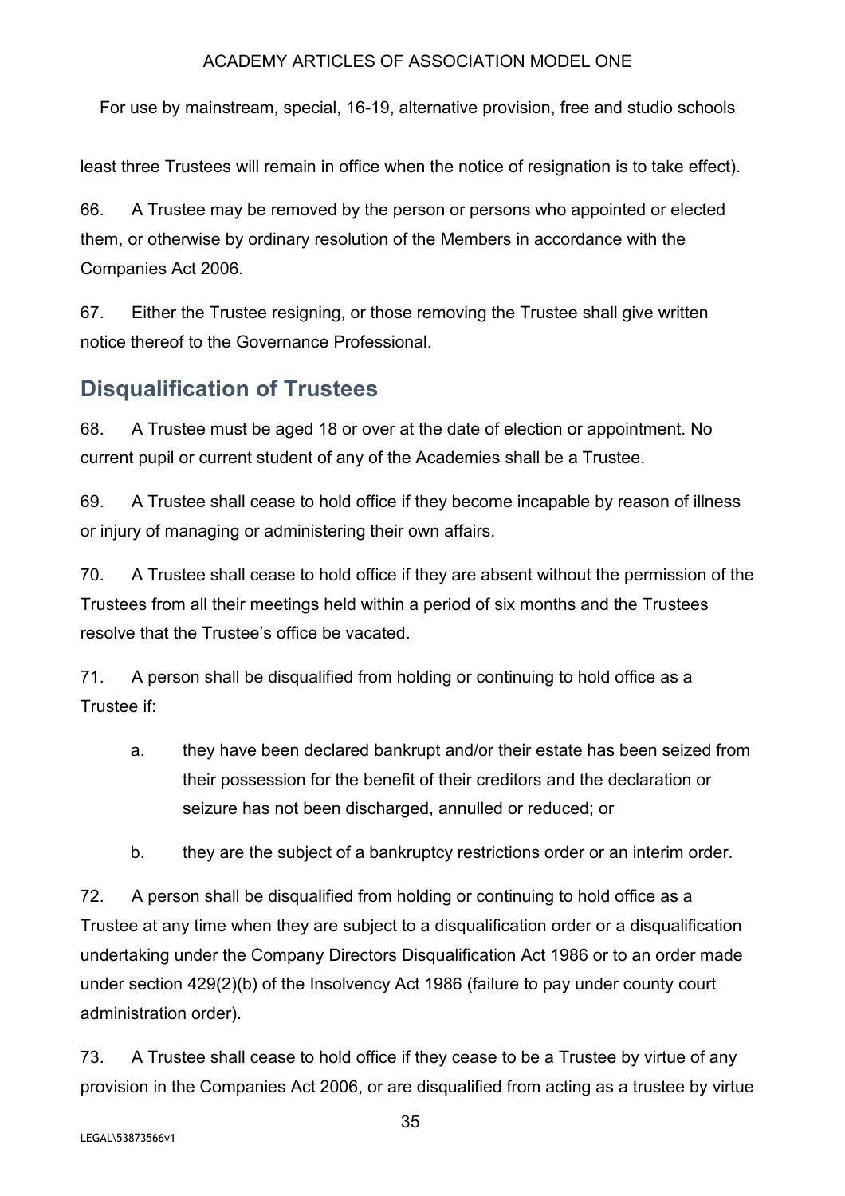least three Trustees will remain in office when the notice of resignation is to take effect).

66. A Trustee may be removed by the person or persons who appointed or elected them, or otherwise by ordinary resolution of the Members in accordance with the Companies Act 2006.

67. Either the Trustee resigning, or those removing the Trustee shall give written notice thereof to the Governance Professional.

## Disqualification of Trustees

68. A Trustee must be aged 18 or over at the date of election or appointment. No current pupil or current student of any of the Academies shall be a Trustee.

69. A Trustee shall cease to hold office if they become incapable by reason of illness or injury of managing or administering their own affairs.

70. A Trustee shall cease to hold office if they are absent without the permission of the Trustees from all their meetings held within a period of six months and the Trustees resolve that the Trustee's office be vacated.

71. A person shall be disqualified from holding or continuing to hold office as a Trustee if:

   a. they have been declared bankrupt and/or their estate has been seized from their possession for the benefit of their creditors and the declaration or seizure has not been discharged, annulled or reduced; or

   b. they are the subject of a bankruptcy restrictions order or an interim order.

72. A person shall be disqualified from holding or continuing to hold office as a Trustee at any time when they are subject to a disqualification order or a disqualification undertaking under the Company Directors Disqualification Act 1986 or to an order made under section 429(2)(b) of the Insolvency Act 1986 (failure to pay under county court administration order).

73. A Trustee shall cease to hold office if they cease to be a Trustee by virtue of any provision in the Companies Act 2006, or are disqualified from acting as a trustee by virtue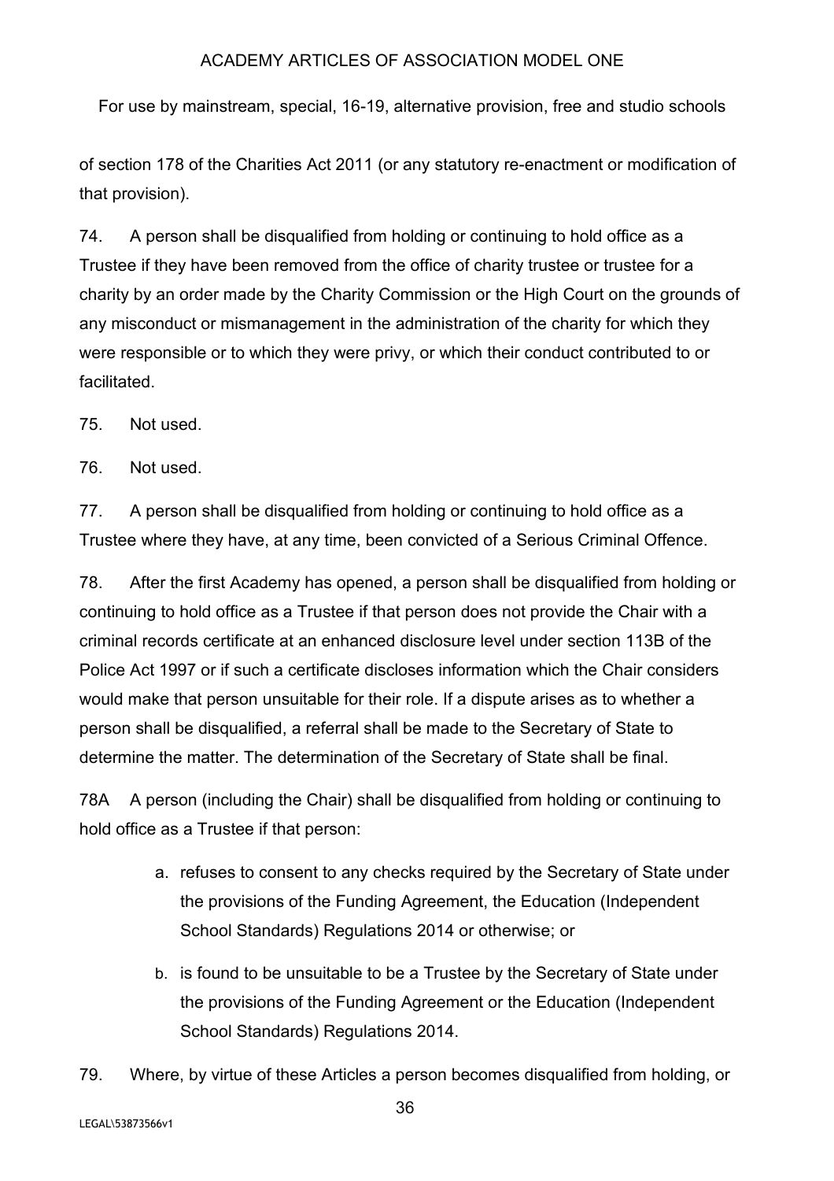of section 178 of the Charities Act 2011 (or any statutory re-enactment or modification of that provision).

74. A person shall be disqualified from holding or continuing to hold office as a Trustee if they have been removed from the office of charity trustee or trustee for a charity by an order made by the Charity Commission or the High Court on the grounds of any misconduct or mismanagement in the administration of the charity for which they were responsible or to which they were privy, or which their conduct contributed to or facilitated.

75. Not used.

76. Not used.

77. A person shall be disqualified from holding or continuing to hold office as a Trustee where they have, at any time, been convicted of a Serious Criminal Offence.

78. After the first Academy has opened, a person shall be disqualified from holding or continuing to hold office as a Trustee if that person does not provide the Chair with a criminal records certificate at an enhanced disclosure level under section 113B of the Police Act 1997 or if such a certificate discloses information which the Chair considers would make that person unsuitable for their role. If a dispute arises as to whether a person shall be disqualified, a referral shall be made to the Secretary of State to determine the matter. The determination of the Secretary of State shall be final.

78A A person (including the Chair) shall be disqualified from holding or continuing to hold office as a Trustee if that person:

a. refuses to consent to any checks required by the Secretary of State under the provisions of the Funding Agreement, the Education (Independent School Standards) Regulations 2014 or otherwise; or

b. is found to be unsuitable to be a Trustee by the Secretary of State under the provisions of the Funding Agreement or the Education (Independent School Standards) Regulations 2014.

79. Where, by virtue of these Articles a person becomes disqualified from holding, or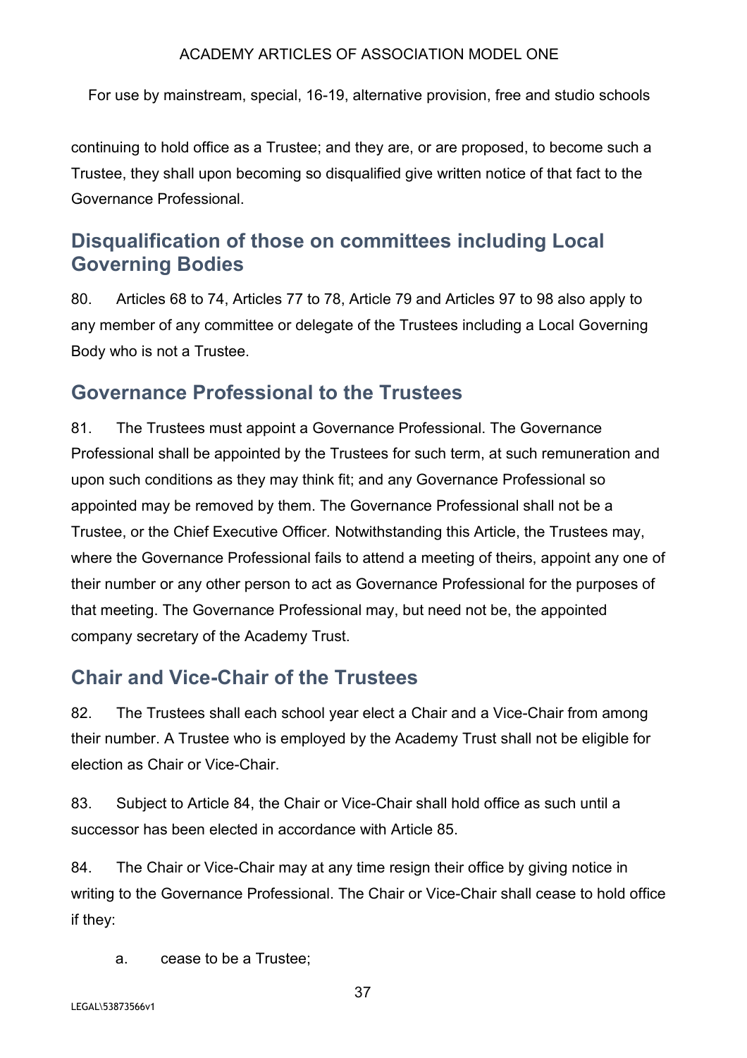continuing to hold office as a Trustee; and they are, or are proposed, to become such a Trustee, they shall upon becoming so disqualified give written notice of that fact to the Governance Professional.

## Disqualification of those on committees including Local Governing Bodies

80. Articles 68 to 74, Articles 77 to 78, Article 79 and Articles 97 to 98 also apply to any member of any committee or delegate of the Trustees including a Local Governing Body who is not a Trustee.

## Governance Professional to the Trustees

81. The Trustees must appoint a Governance Professional. The Governance Professional shall be appointed by the Trustees for such term, at such remuneration and upon such conditions as they may think fit; and any Governance Professional so appointed may be removed by them. The Governance Professional shall not be a Trustee, or the Chief Executive Officer. Notwithstanding this Article, the Trustees may, where the Governance Professional fails to attend a meeting of theirs, appoint any one of their number or any other person to act as Governance Professional for the purposes of that meeting. The Governance Professional may, but need not be, the appointed company secretary of the Academy Trust.

## Chair and Vice-Chair of the Trustees

82. The Trustees shall each school year elect a Chair and a Vice-Chair from among their number. A Trustee who is employed by the Academy Trust shall not be eligible for election as Chair or Vice-Chair.

83. Subject to Article 84, the Chair or Vice-Chair shall hold office as such until a successor has been elected in accordance with Article 85.

84. The Chair or Vice-Chair may at any time resign their office by giving notice in writing to the Governance Professional. The Chair or Vice-Chair shall cease to hold office if they:

  a. cease to be a Trustee;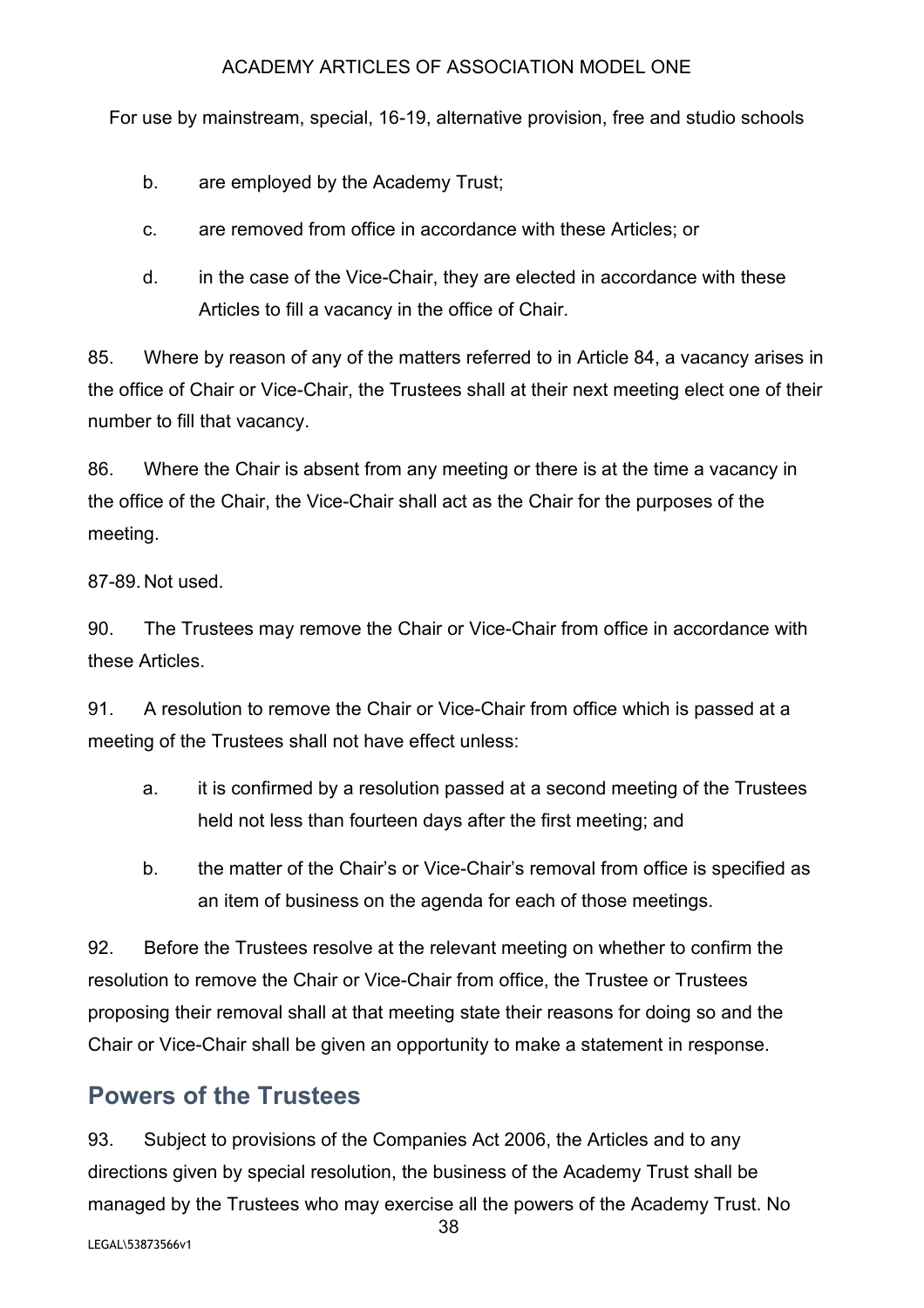b. are employed by the Academy Trust;

c. are removed from office in accordance with these Articles; or

d. in the case of the Vice-Chair, they are elected in accordance with these Articles to fill a vacancy in the office of Chair.

85. Where by reason of any of the matters referred to in Article 84, a vacancy arises in the office of Chair or Vice-Chair, the Trustees shall at their next meeting elect one of their number to fill that vacancy.

86. Where the Chair is absent from any meeting or there is at the time a vacancy in the office of the Chair, the Vice-Chair shall act as the Chair for the purposes of the meeting.

87-89. Not used.

90. The Trustees may remove the Chair or Vice-Chair from office in accordance with these Articles.

91. A resolution to remove the Chair or Vice-Chair from office which is passed at a meeting of the Trustees shall not have effect unless:

a. it is confirmed by a resolution passed at a second meeting of the Trustees held not less than fourteen days after the first meeting; and

b. the matter of the Chair's or Vice-Chair's removal from office is specified as an item of business on the agenda for each of those meetings.

92. Before the Trustees resolve at the relevant meeting on whether to confirm the resolution to remove the Chair or Vice-Chair from office, the Trustee or Trustees proposing their removal shall at that meeting state their reasons for doing so and the Chair or Vice-Chair shall be given an opportunity to make a statement in response.

## Powers of the Trustees

93. Subject to provisions of the Companies Act 2006, the Articles and to any directions given by special resolution, the business of the Academy Trust shall be managed by the Trustees who may exercise all the powers of the Academy Trust. No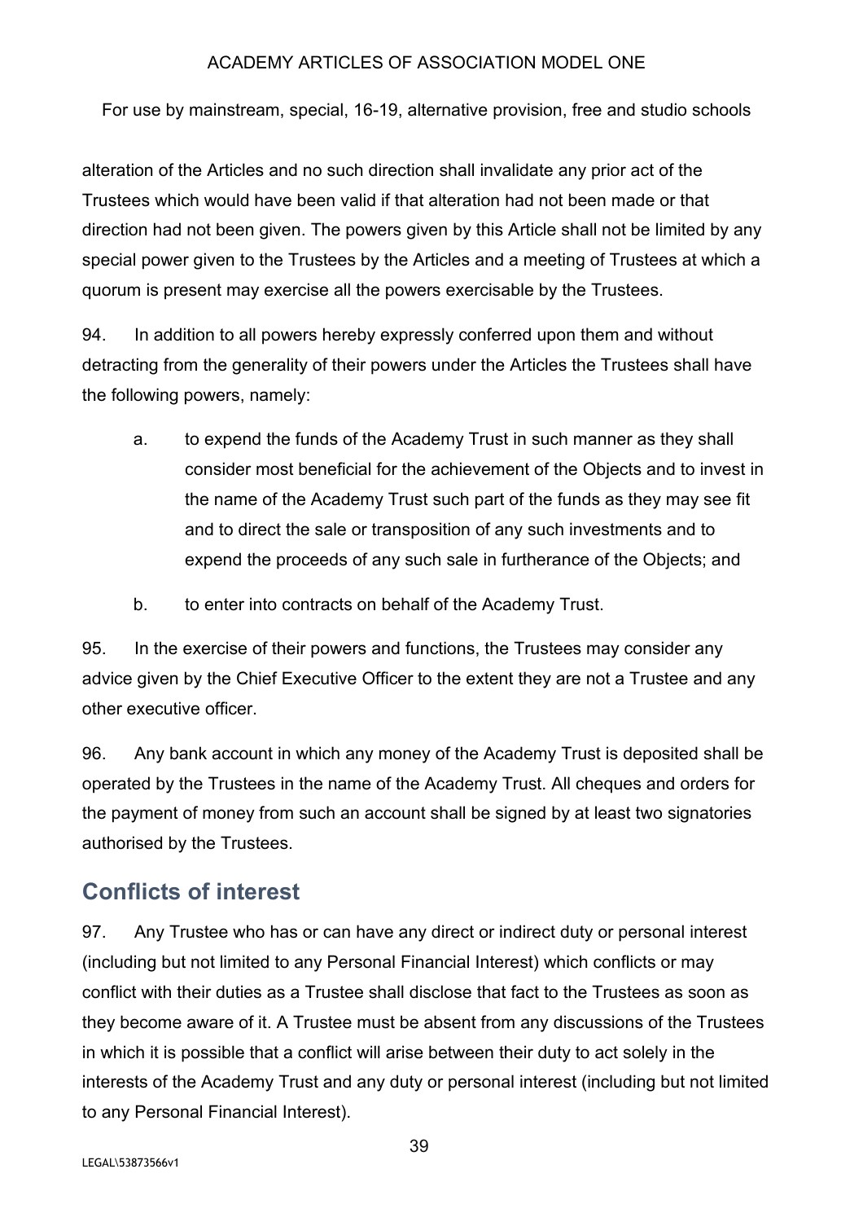alteration of the Articles and no such direction shall invalidate any prior act of the Trustees which would have been valid if that alteration had not been made or that direction had not been given. The powers given by this Article shall not be limited by any special power given to the Trustees by the Articles and a meeting of Trustees at which a quorum is present may exercise all the powers exercisable by the Trustees.

94. In addition to all powers hereby expressly conferred upon them and without detracting from the generality of their powers under the Articles the Trustees shall have the following powers, namely:

a. to expend the funds of the Academy Trust in such manner as they shall consider most beneficial for the achievement of the Objects and to invest in the name of the Academy Trust such part of the funds as they may see fit and to direct the sale or transposition of any such investments and to expend the proceeds of any such sale in furtherance of the Objects; and

b. to enter into contracts on behalf of the Academy Trust.

95. In the exercise of their powers and functions, the Trustees may consider any advice given by the Chief Executive Officer to the extent they are not a Trustee and any other executive officer.

96. Any bank account in which any money of the Academy Trust is deposited shall be operated by the Trustees in the name of the Academy Trust. All cheques and orders for the payment of money from such an account shall be signed by at least two signatories authorised by the Trustees.

## Conflicts of interest

97. Any Trustee who has or can have any direct or indirect duty or personal interest (including but not limited to any Personal Financial Interest) which conflicts or may conflict with their duties as a Trustee shall disclose that fact to the Trustees as soon as they become aware of it. A Trustee must be absent from any discussions of the Trustees in which it is possible that a conflict will arise between their duty to act solely in the interests of the Academy Trust and any duty or personal interest (including but not limited to any Personal Financial Interest).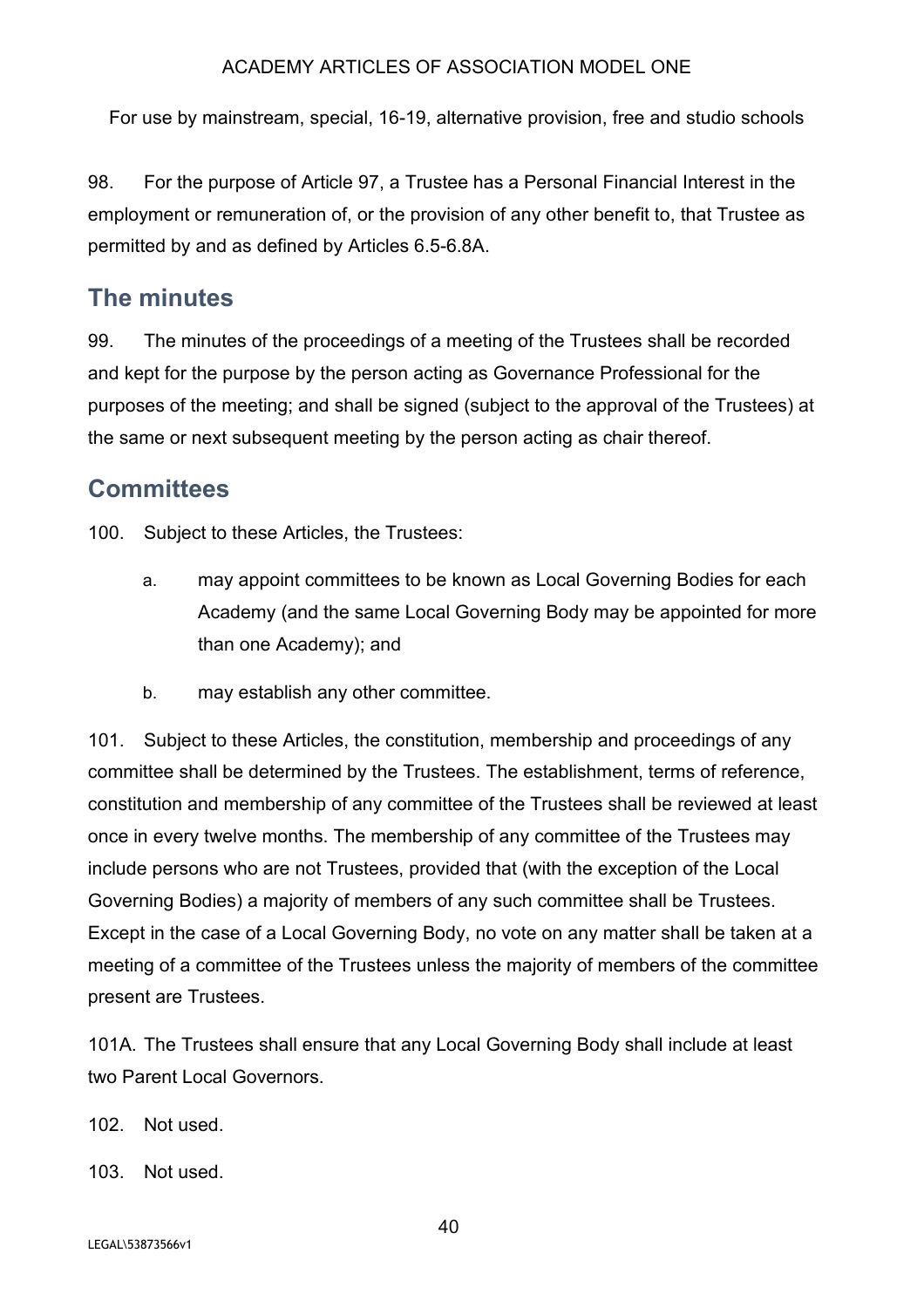98. For the purpose of Article 97, a Trustee has a Personal Financial Interest in the employment or remuneration of, or the provision of any other benefit to, that Trustee as permitted by and as defined by Articles 6.5-6.8A.

## The minutes

99. The minutes of the proceedings of a meeting of the Trustees shall be recorded and kept for the purpose by the person acting as Governance Professional for the purposes of the meeting; and shall be signed (subject to the approval of the Trustees) at the same or next subsequent meeting by the person acting as chair thereof.

## Committees

100. Subject to these Articles, the Trustees:

a. may appoint committees to be known as Local Governing Bodies for each Academy (and the same Local Governing Body may be appointed for more than one Academy); and

b. may establish any other committee.

101. Subject to these Articles, the constitution, membership and proceedings of any committee shall be determined by the Trustees. The establishment, terms of reference, constitution and membership of any committee of the Trustees shall be reviewed at least once in every twelve months. The membership of any committee of the Trustees may include persons who are not Trustees, provided that (with the exception of the Local Governing Bodies) a majority of members of any such committee shall be Trustees. Except in the case of a Local Governing Body, no vote on any matter shall be taken at a meeting of a committee of the Trustees unless the majority of members of the committee present are Trustees.

101A. The Trustees shall ensure that any Local Governing Body shall include at least two Parent Local Governors.

102. Not used.

103. Not used.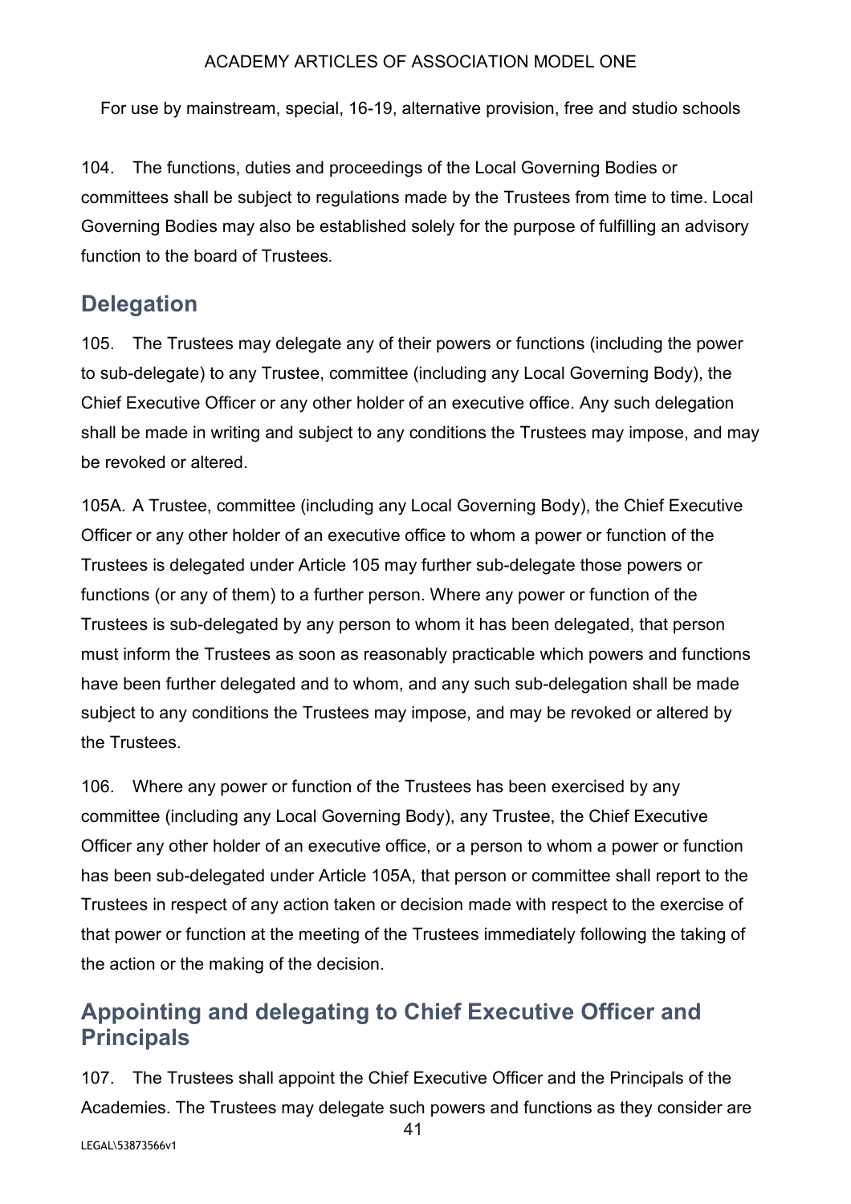104. The functions, duties and proceedings of the Local Governing Bodies or committees shall be subject to regulations made by the Trustees from time to time. Local Governing Bodies may also be established solely for the purpose of fulfilling an advisory function to the board of Trustees.

## Delegation

105. The Trustees may delegate any of their powers or functions (including the power to sub-delegate) to any Trustee, committee (including any Local Governing Body), the Chief Executive Officer or any other holder of an executive office. Any such delegation shall be made in writing and subject to any conditions the Trustees may impose, and may be revoked or altered.

105A. A Trustee, committee (including any Local Governing Body), the Chief Executive Officer or any other holder of an executive office to whom a power or function of the Trustees is delegated under Article 105 may further sub-delegate those powers or functions (or any of them) to a further person. Where any power or function of the Trustees is sub-delegated by any person to whom it has been delegated, that person must inform the Trustees as soon as reasonably practicable which powers and functions have been further delegated and to whom, and any such sub-delegation shall be made subject to any conditions the Trustees may impose, and may be revoked or altered by the Trustees.

106. Where any power or function of the Trustees has been exercised by any committee (including any Local Governing Body), any Trustee, the Chief Executive Officer any other holder of an executive office, or a person to whom a power or function has been sub-delegated under Article 105A, that person or committee shall report to the Trustees in respect of any action taken or decision made with respect to the exercise of that power or function at the meeting of the Trustees immediately following the taking of the action or the making of the decision.

## Appointing and delegating to Chief Executive Officer and Principals

107. The Trustees shall appoint the Chief Executive Officer and the Principals of the Academies. The Trustees may delegate such powers and functions as they consider are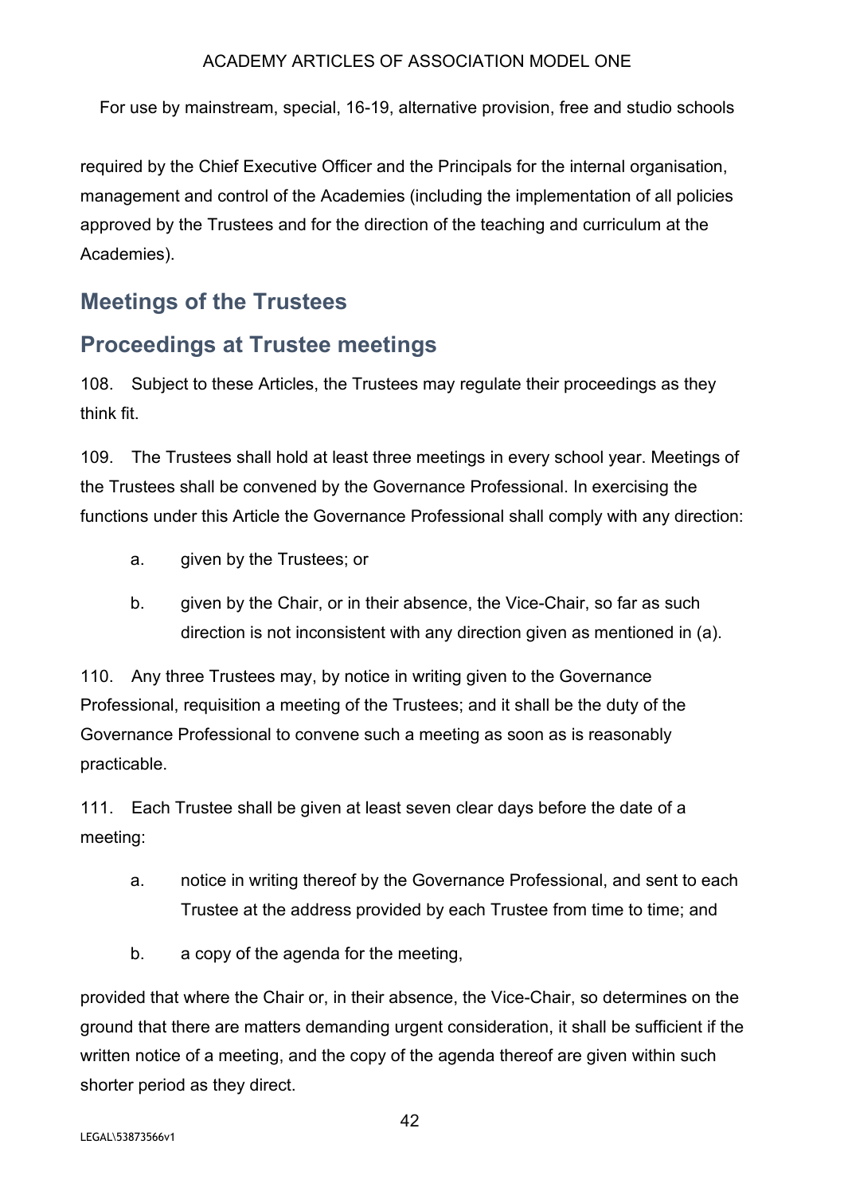required by the Chief Executive Officer and the Principals for the internal organisation, management and control of the Academies (including the implementation of all policies approved by the Trustees and for the direction of the teaching and curriculum at the Academies).

## Meetings of the Trustees

## Proceedings at Trustee meetings

108. Subject to these Articles, the Trustees may regulate their proceedings as they think fit.

109. The Trustees shall hold at least three meetings in every school year. Meetings of the Trustees shall be convened by the Governance Professional. In exercising the functions under this Article the Governance Professional shall comply with any direction:

a. given by the Trustees; or

b. given by the Chair, or in their absence, the Vice-Chair, so far as such direction is not inconsistent with any direction given as mentioned in (a).

110. Any three Trustees may, by notice in writing given to the Governance Professional, requisition a meeting of the Trustees; and it shall be the duty of the Governance Professional to convene such a meeting as soon as is reasonably practicable.

111. Each Trustee shall be given at least seven clear days before the date of a meeting:

a. notice in writing thereof by the Governance Professional, and sent to each Trustee at the address provided by each Trustee from time to time; and

b. a copy of the agenda for the meeting,

provided that where the Chair or, in their absence, the Vice-Chair, so determines on the ground that there are matters demanding urgent consideration, it shall be sufficient if the written notice of a meeting, and the copy of the agenda thereof are given within such shorter period as they direct.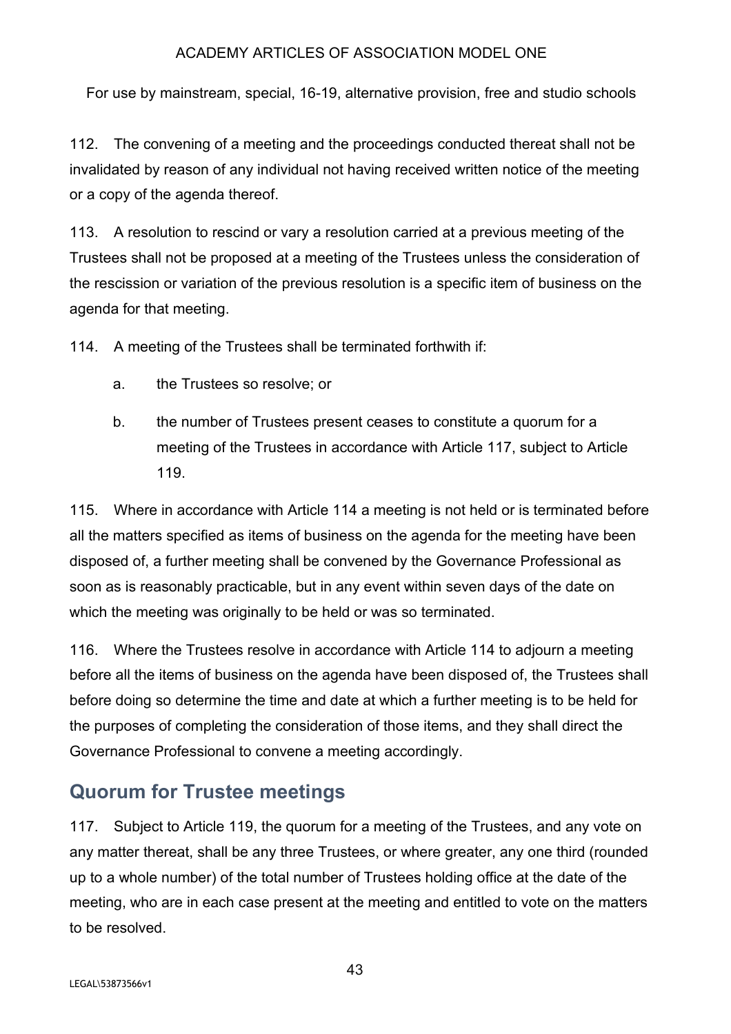112. The convening of a meeting and the proceedings conducted thereat shall not be invalidated by reason of any individual not having received written notice of the meeting or a copy of the agenda thereof.

113. A resolution to rescind or vary a resolution carried at a previous meeting of the Trustees shall not be proposed at a meeting of the Trustees unless the consideration of the rescission or variation of the previous resolution is a specific item of business on the agenda for that meeting.

114. A meeting of the Trustees shall be terminated forthwith if:

a. the Trustees so resolve; or

b. the number of Trustees present ceases to constitute a quorum for a meeting of the Trustees in accordance with Article 117, subject to Article 119.

115. Where in accordance with Article 114 a meeting is not held or is terminated before all the matters specified as items of business on the agenda for the meeting have been disposed of, a further meeting shall be convened by the Governance Professional as soon as is reasonably practicable, but in any event within seven days of the date on which the meeting was originally to be held or was so terminated.

116. Where the Trustees resolve in accordance with Article 114 to adjourn a meeting before all the items of business on the agenda have been disposed of, the Trustees shall before doing so determine the time and date at which a further meeting is to be held for the purposes of completing the consideration of those items, and they shall direct the Governance Professional to convene a meeting accordingly.

## Quorum for Trustee meetings

117. Subject to Article 119, the quorum for a meeting of the Trustees, and any vote on any matter thereat, shall be any three Trustees, or where greater, any one third (rounded up to a whole number) of the total number of Trustees holding office at the date of the meeting, who are in each case present at the meeting and entitled to vote on the matters to be resolved.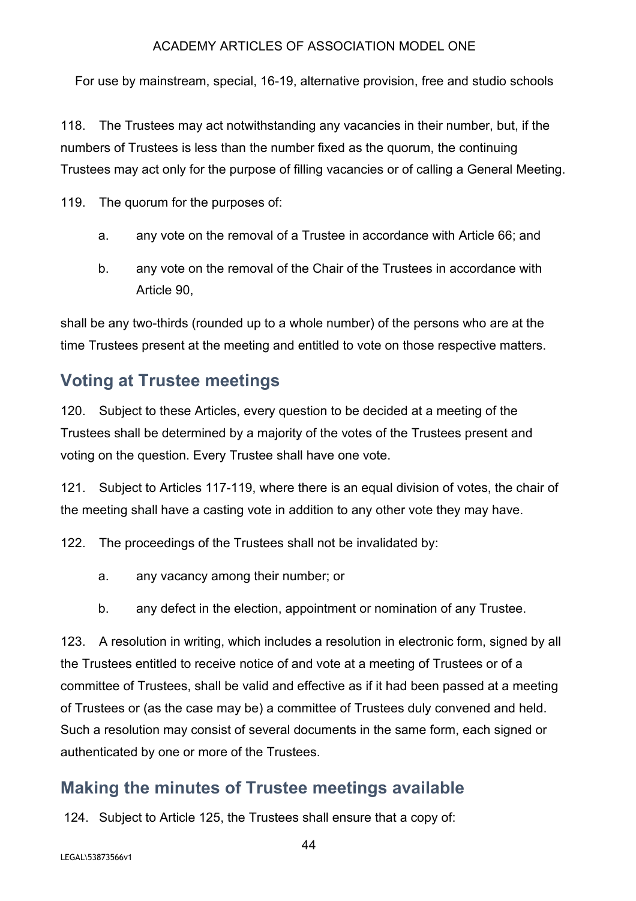118. The Trustees may act notwithstanding any vacancies in their number, but, if the numbers of Trustees is less than the number fixed as the quorum, the continuing Trustees may act only for the purpose of filling vacancies or of calling a General Meeting.

119. The quorum for the purposes of:

a. any vote on the removal of a Trustee in accordance with Article 66; and

b. any vote on the removal of the Chair of the Trustees in accordance with Article 90,

shall be any two-thirds (rounded up to a whole number) of the persons who are at the time Trustees present at the meeting and entitled to vote on those respective matters.

## Voting at Trustee meetings

120. Subject to these Articles, every question to be decided at a meeting of the Trustees shall be determined by a majority of the votes of the Trustees present and voting on the question. Every Trustee shall have one vote.

121. Subject to Articles 117-119, where there is an equal division of votes, the chair of the meeting shall have a casting vote in addition to any other vote they may have.

122. The proceedings of the Trustees shall not be invalidated by:

a. any vacancy among their number; or

b. any defect in the election, appointment or nomination of any Trustee.

123. A resolution in writing, which includes a resolution in electronic form, signed by all the Trustees entitled to receive notice of and vote at a meeting of Trustees or of a committee of Trustees, shall be valid and effective as if it had been passed at a meeting of Trustees or (as the case may be) a committee of Trustees duly convened and held. Such a resolution may consist of several documents in the same form, each signed or authenticated by one or more of the Trustees.

## Making the minutes of Trustee meetings available

124. Subject to Article 125, the Trustees shall ensure that a copy of: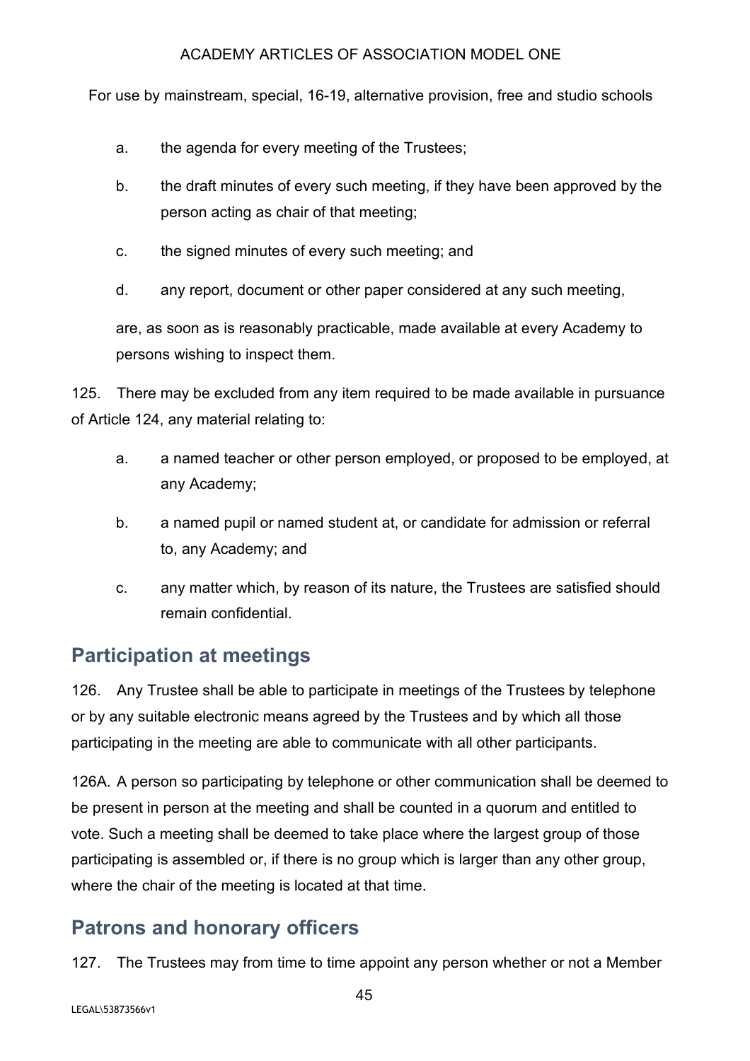a. the agenda for every meeting of the Trustees;

b. the draft minutes of every such meeting, if they have been approved by the person acting as chair of that meeting;

c. the signed minutes of every such meeting; and

d. any report, document or other paper considered at any such meeting,

are, as soon as is reasonably practicable, made available at every Academy to persons wishing to inspect them.

125. There may be excluded from any item required to be made available in pursuance of Article 124, any material relating to:

a. a named teacher or other person employed, or proposed to be employed, at any Academy;

b. a named pupil or named student at, or candidate for admission or referral to, any Academy; and

c. any matter which, by reason of its nature, the Trustees are satisfied should remain confidential.

## Participation at meetings

126. Any Trustee shall be able to participate in meetings of the Trustees by telephone or by any suitable electronic means agreed by the Trustees and by which all those participating in the meeting are able to communicate with all other participants.

126A. A person so participating by telephone or other communication shall be deemed to be present in person at the meeting and shall be counted in a quorum and entitled to vote. Such a meeting shall be deemed to take place where the largest group of those participating is assembled or, if there is no group which is larger than any other group, where the chair of the meeting is located at that time.

## Patrons and honorary officers

127. The Trustees may from time to time appoint any person whether or not a Member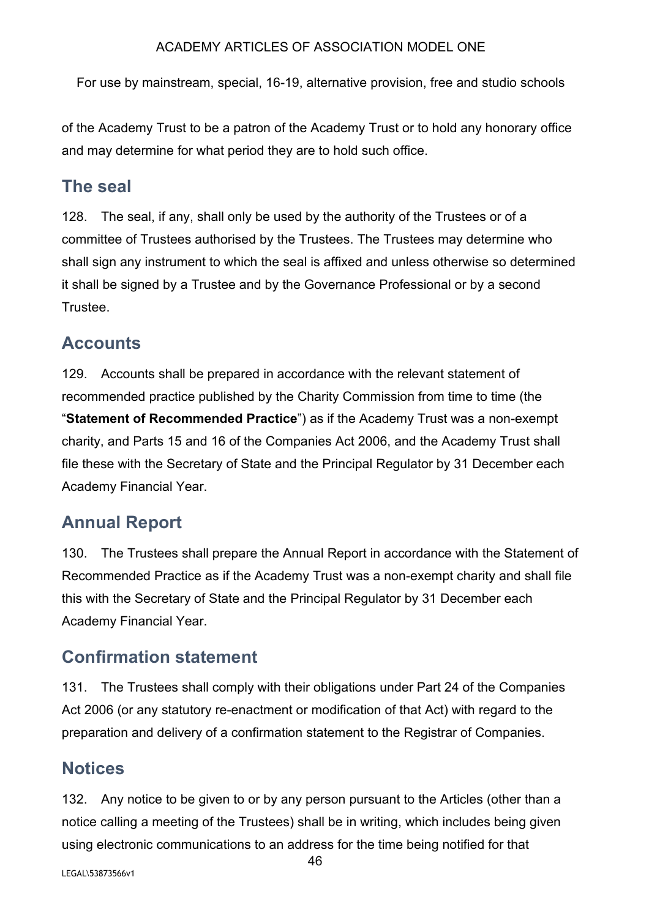of the Academy Trust to be a patron of the Academy Trust or to hold any honorary office and may determine for what period they are to hold such office.

## The seal

128. The seal, if any, shall only be used by the authority of the Trustees or of a committee of Trustees authorised by the Trustees. The Trustees may determine who shall sign any instrument to which the seal is affixed and unless otherwise so determined it shall be signed by a Trustee and by the Governance Professional or by a second Trustee.

## Accounts

129. Accounts shall be prepared in accordance with the relevant statement of recommended practice published by the Charity Commission from time to time (the "**Statement of Recommended Practice**") as if the Academy Trust was a non-exempt charity, and Parts 15 and 16 of the Companies Act 2006, and the Academy Trust shall file these with the Secretary of State and the Principal Regulator by 31 December each Academy Financial Year.

## Annual Report

130. The Trustees shall prepare the Annual Report in accordance with the Statement of Recommended Practice as if the Academy Trust was a non-exempt charity and shall file this with the Secretary of State and the Principal Regulator by 31 December each Academy Financial Year.

## Confirmation statement

131. The Trustees shall comply with their obligations under Part 24 of the Companies Act 2006 (or any statutory re-enactment or modification of that Act) with regard to the preparation and delivery of a confirmation statement to the Registrar of Companies.

## Notices

132. Any notice to be given to or by any person pursuant to the Articles (other than a notice calling a meeting of the Trustees) shall be in writing, which includes being given using electronic communications to an address for the time being notified for that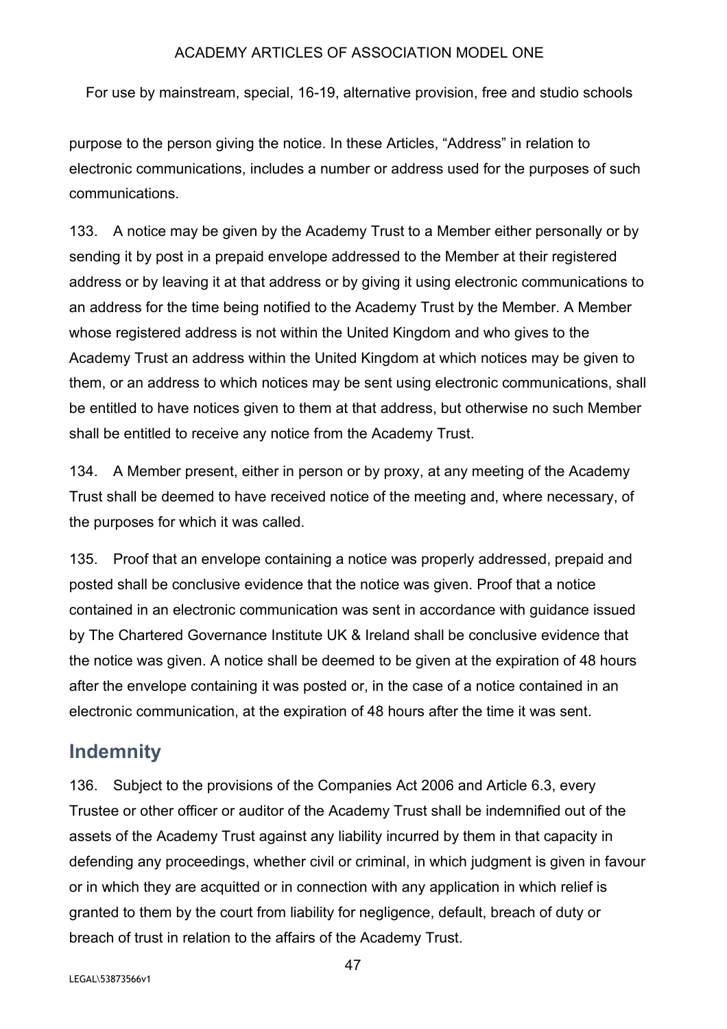purpose to the person giving the notice. In these Articles, "Address" in relation to electronic communications, includes a number or address used for the purposes of such communications.

133. A notice may be given by the Academy Trust to a Member either personally or by sending it by post in a prepaid envelope addressed to the Member at their registered address or by leaving it at that address or by giving it using electronic communications to an address for the time being notified to the Academy Trust by the Member. A Member whose registered address is not within the United Kingdom and who gives to the Academy Trust an address within the United Kingdom at which notices may be given to them, or an address to which notices may be sent using electronic communications, shall be entitled to have notices given to them at that address, but otherwise no such Member shall be entitled to receive any notice from the Academy Trust.

134. A Member present, either in person or by proxy, at any meeting of the Academy Trust shall be deemed to have received notice of the meeting and, where necessary, of the purposes for which it was called.

135. Proof that an envelope containing a notice was properly addressed, prepaid and posted shall be conclusive evidence that the notice was given. Proof that a notice contained in an electronic communication was sent in accordance with guidance issued by The Chartered Governance Institute UK & Ireland shall be conclusive evidence that the notice was given. A notice shall be deemed to be given at the expiration of 48 hours after the envelope containing it was posted or, in the case of a notice contained in an electronic communication, at the expiration of 48 hours after the time it was sent.

## Indemnity

136. Subject to the provisions of the Companies Act 2006 and Article 6.3, every Trustee or other officer or auditor of the Academy Trust shall be indemnified out of the assets of the Academy Trust against any liability incurred by them in that capacity in defending any proceedings, whether civil or criminal, in which judgment is given in favour or in which they are acquitted or in connection with any application in which relief is granted to them by the court from liability for negligence, default, breach of duty or breach of trust in relation to the affairs of the Academy Trust.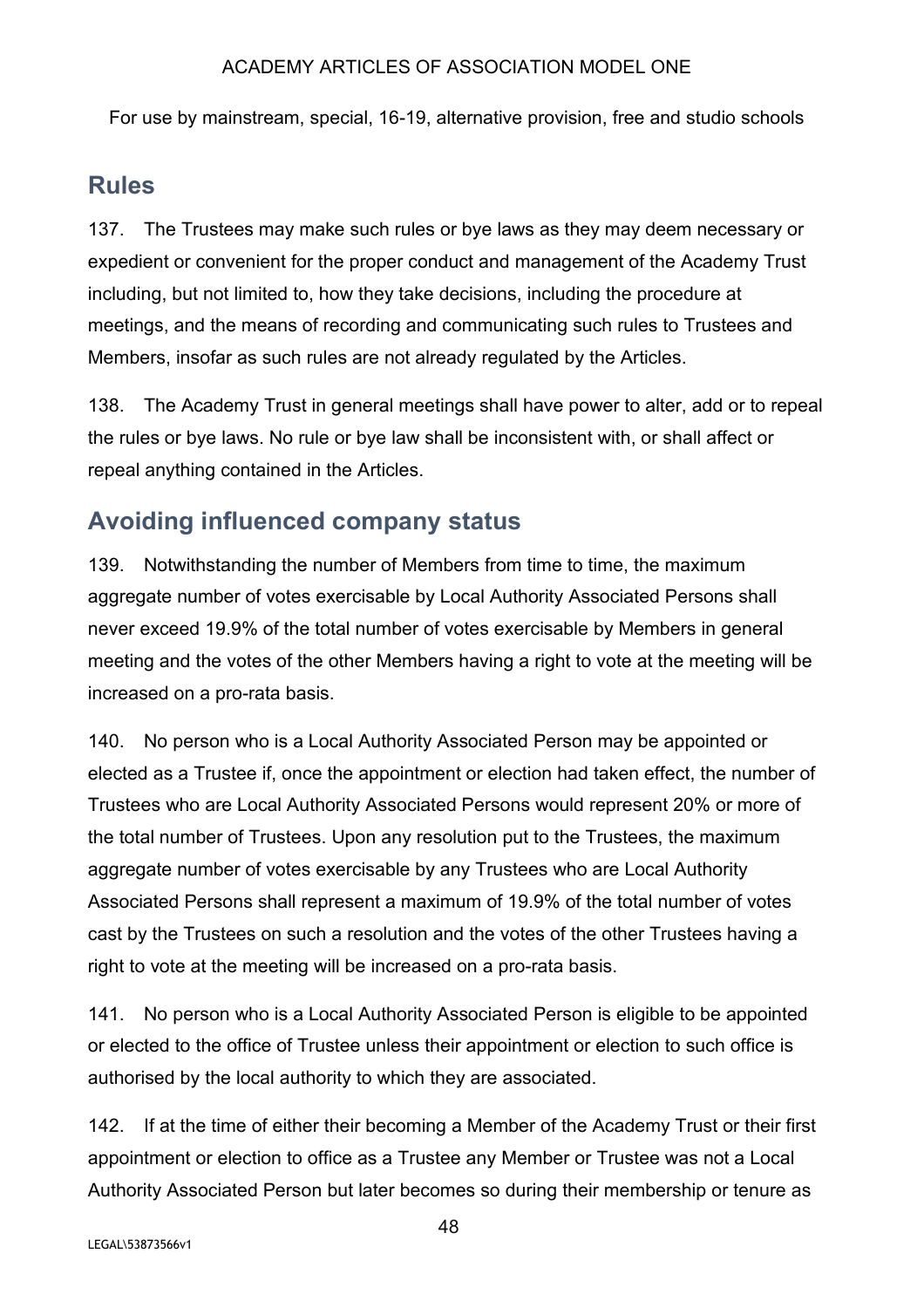## Rules

137. The Trustees may make such rules or bye laws as they may deem necessary or expedient or convenient for the proper conduct and management of the Academy Trust including, but not limited to, how they take decisions, including the procedure at meetings, and the means of recording and communicating such rules to Trustees and Members, insofar as such rules are not already regulated by the Articles.

138. The Academy Trust in general meetings shall have power to alter, add or to repeal the rules or bye laws. No rule or bye law shall be inconsistent with, or shall affect or repeal anything contained in the Articles.

## Avoiding influenced company status

139. Notwithstanding the number of Members from time to time, the maximum aggregate number of votes exercisable by Local Authority Associated Persons shall never exceed 19.9% of the total number of votes exercisable by Members in general meeting and the votes of the other Members having a right to vote at the meeting will be increased on a pro-rata basis.

140. No person who is a Local Authority Associated Person may be appointed or elected as a Trustee if, once the appointment or election had taken effect, the number of Trustees who are Local Authority Associated Persons would represent 20% or more of the total number of Trustees. Upon any resolution put to the Trustees, the maximum aggregate number of votes exercisable by any Trustees who are Local Authority Associated Persons shall represent a maximum of 19.9% of the total number of votes cast by the Trustees on such a resolution and the votes of the other Trustees having a right to vote at the meeting will be increased on a pro-rata basis.

141. No person who is a Local Authority Associated Person is eligible to be appointed or elected to the office of Trustee unless their appointment or election to such office is authorised by the local authority to which they are associated.

142. If at the time of either their becoming a Member of the Academy Trust or their first appointment or election to office as a Trustee any Member or Trustee was not a Local Authority Associated Person but later becomes so during their membership or tenure as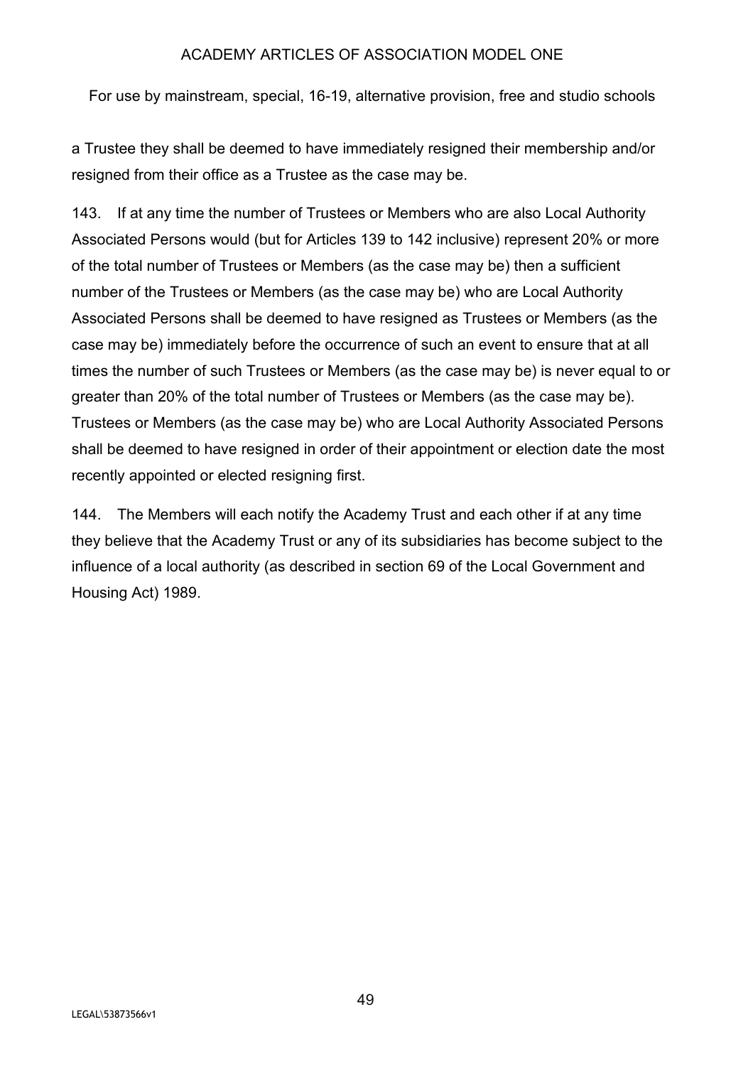a Trustee they shall be deemed to have immediately resigned their membership and/or resigned from their office as a Trustee as the case may be.

143. If at any time the number of Trustees or Members who are also Local Authority Associated Persons would (but for Articles 139 to 142 inclusive) represent 20% or more of the total number of Trustees or Members (as the case may be) then a sufficient number of the Trustees or Members (as the case may be) who are Local Authority Associated Persons shall be deemed to have resigned as Trustees or Members (as the case may be) immediately before the occurrence of such an event to ensure that at all times the number of such Trustees or Members (as the case may be) is never equal to or greater than 20% of the total number of Trustees or Members (as the case may be). Trustees or Members (as the case may be) who are Local Authority Associated Persons shall be deemed to have resigned in order of their appointment or election date the most recently appointed or elected resigning first.

144. The Members will each notify the Academy Trust and each other if at any time they believe that the Academy Trust or any of its subsidiaries has become subject to the influence of a local authority (as described in section 69 of the Local Government and Housing Act) 1989.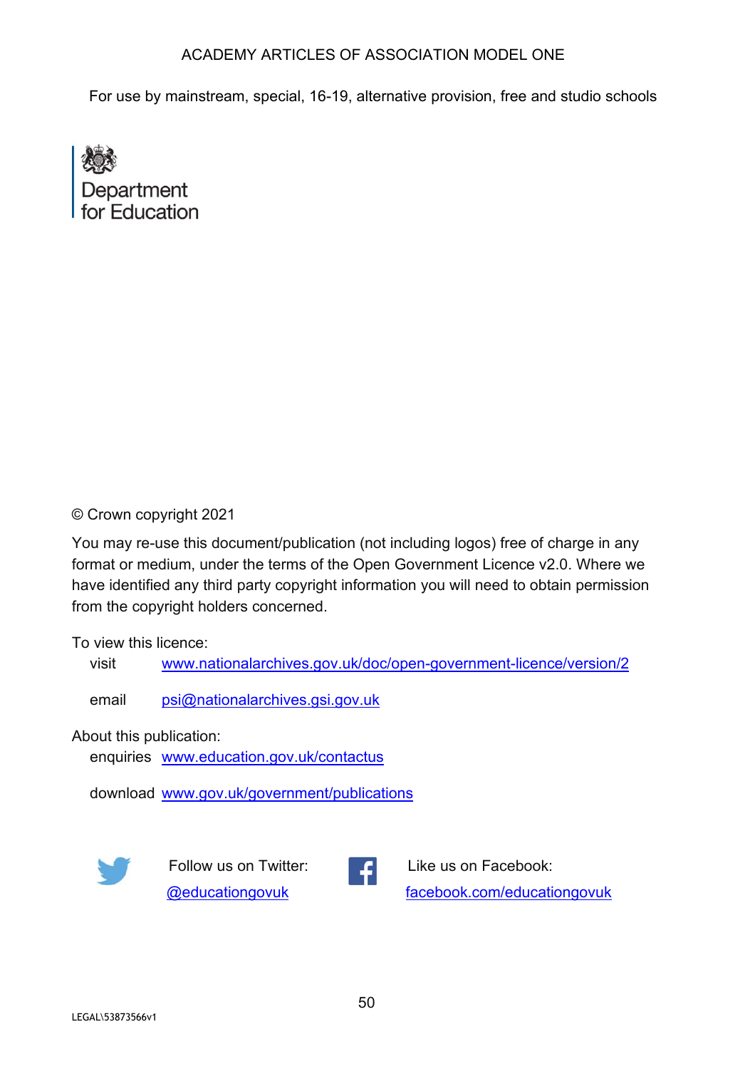ACADEMY ARTICLES OF ASSOCIATION MODEL ONE

For use by mainstream, special, 16-19, alternative provision, free and studio schools

Department for Education

© Crown copyright 2021

You may re-use this document/publication (not including logos) free of charge in any format or medium, under the terms of the Open Government Licence v2.0. Where we have identified any third party copyright information you will need to obtain permission from the copyright holders concerned.

To view this licence:

visit [www.nationalarchives.gov.uk/doc/open-government-licence/version/2](http://www.nationalarchives.gov.uk/doc/open-government-licence/version/2)

email [psi@nationalarchives.gsi.gov.uk](mailto:psi@nationalarchives.gsi.gov.uk)

About this publication:

enquiries [www.education.gov.uk/contactus](http://www.education.gov.uk/contactus)

download [www.gov.uk/government/publications](http://www.gov.uk/government/publications)

Follow us on Twitter: @educationgovuk

Like us on Facebook: facebook.com/educationgovuk

LEGAL\53873566v1